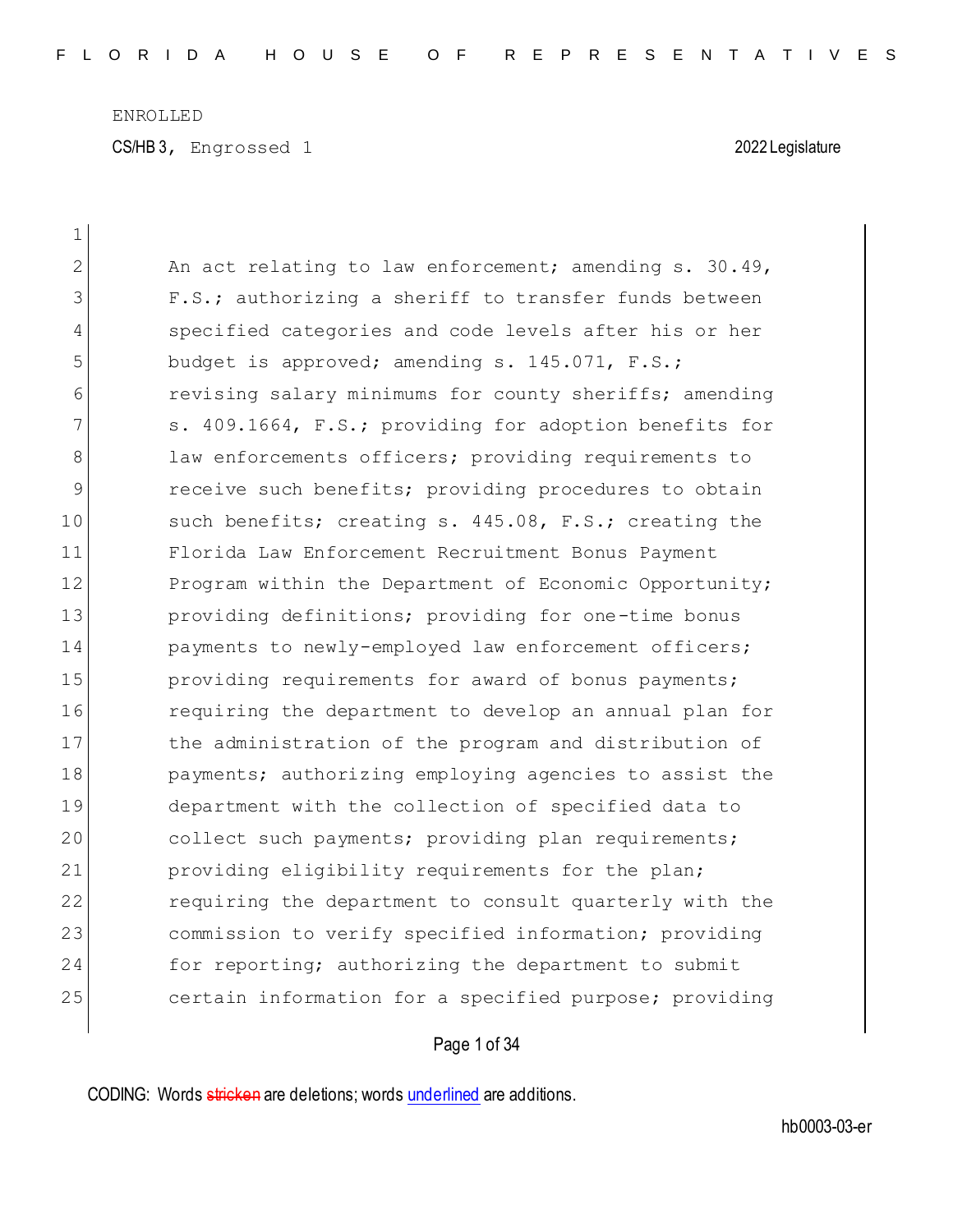ENROLLED

CS/HB 3, Engrossed 1 2022 Legislature

An act relating to law enforcement; amending s. 30.49, F.S.; authorizing a sheriff to transfer funds between specified categories and code levels after his or her budget is approved; amending s. 145.071, F.S.; revising salary minimums for county sheriffs; amending s. 409.1664, F.S.; providing for adoption benefits for law enforcements officers; providing requirements to receive such benefits; providing procedures to obtain such benefits; creating s. 445.08, F.S.; creating the Florida Law Enforcement Recruitment Bonus Payment Program within the Department of Economic Opportunity; providing definitions; providing for one-time bonus payments to newly-employed law enforcement officers; providing requirements for award of bonus payments; requiring the department to develop an annual plan for the administration of the program and distribution of payments; authorizing employing agencies to assist the department with the collection of specified data to collect such payments; providing plan requirements; providing eligibility requirements for the plan; requiring the department to consult quarterly with the commission to verify specified information; providing for reporting; authorizing the department to submit certain information for a specified purpose; providing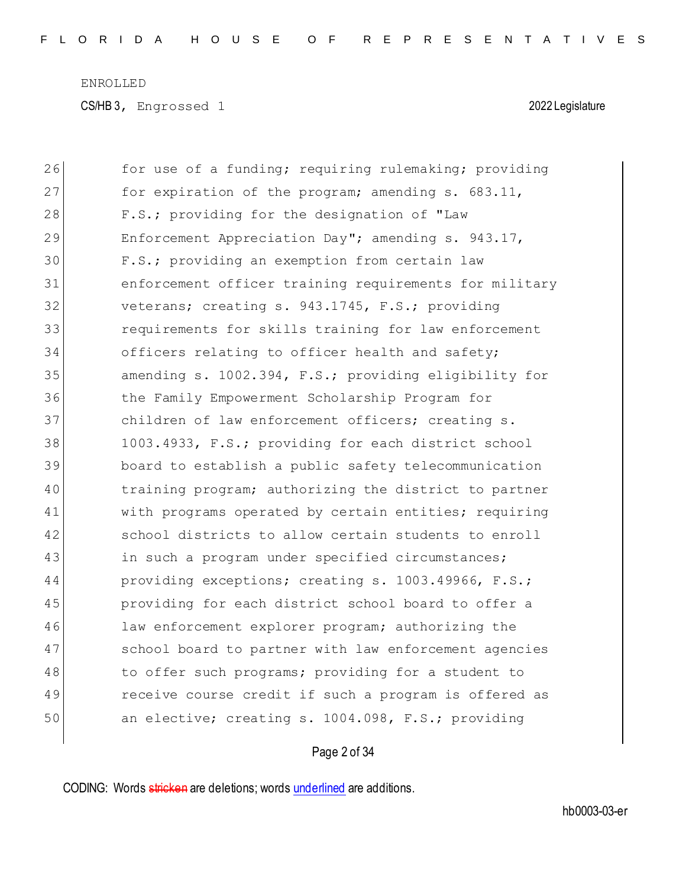26 for use of a funding; requiring rulemaking; providing
27 for expiration of the program; amending s. 683.11,
28 F.S.; providing for the designation of "Law
29 Enforcement Appreciation Day"; amending s. 943.17,
30 F.S.; providing an exemption from certain law
31 enforcement officer training requirements for military
32 veterans; creating s. 943.1745, F.S.; providing
33 requirements for skills training for law enforcement
34 officers relating to officer health and safety;
35 amending s. 1002.394, F.S.; providing eligibility for
36 the Family Empowerment Scholarship Program for
37 children of law enforcement officers; creating s.
38 1003.4933, F.S.; providing for each district school
39 board to establish a public safety telecommunication
40 training program; authorizing the district to partner
41 with programs operated by certain entities; requiring
42 school districts to allow certain students to enroll
43 in such a program under specified circumstances;
44 providing exceptions; creating s. 1003.49966, F.S.;
45 providing for each district school board to offer a
46 law enforcement explorer program; authorizing the
47 school board to partner with law enforcement agencies
48 to offer such programs; providing for a student to
49 receive course credit if such a program is offered as
50 an elective; creating s. 1004.098, F.S.; providing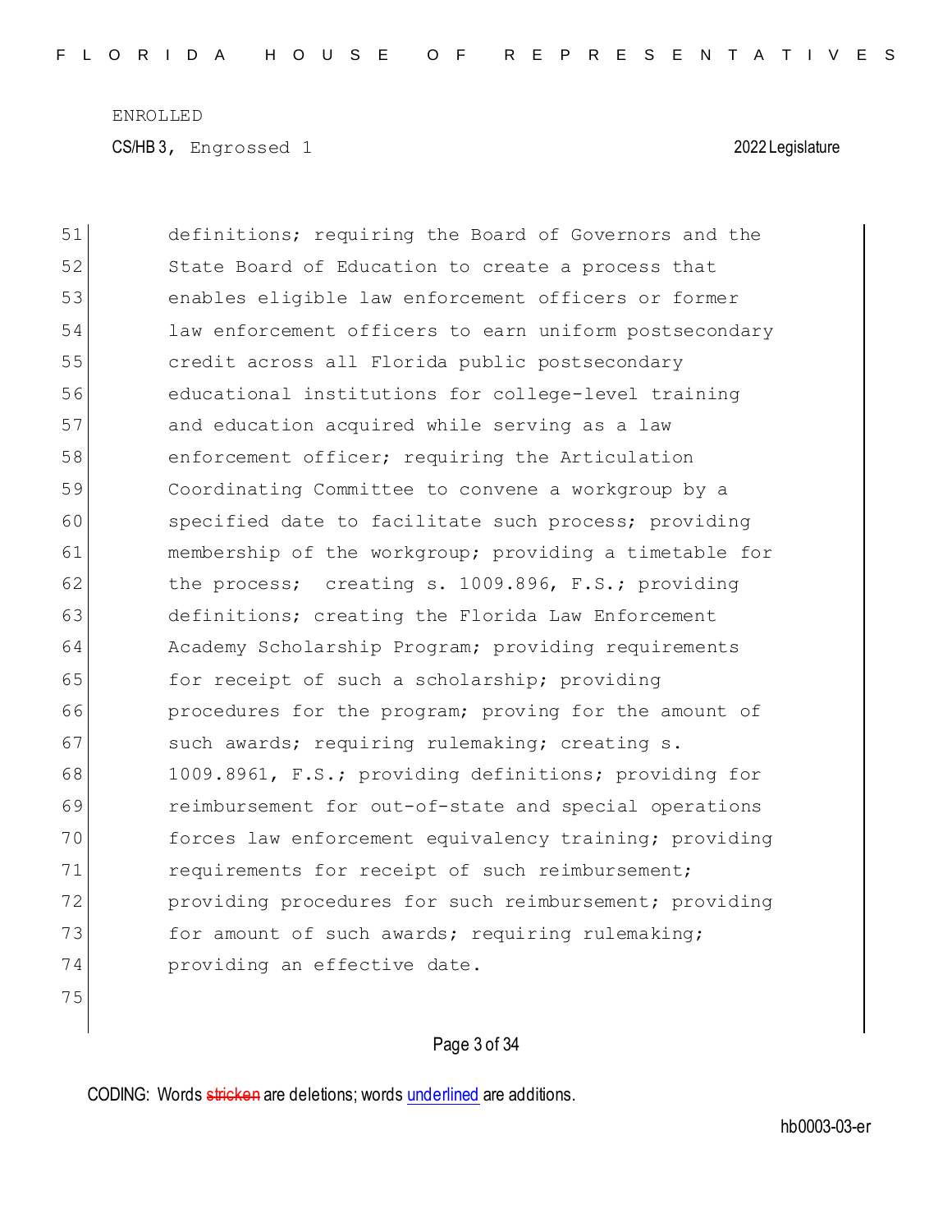ENROLLED

CS/HB 3, Engrossed 1 2022 Legislature

51 definitions; requiring the Board of Governors and the
52 State Board of Education to create a process that
53 enables eligible law enforcement officers or former
54 law enforcement officers to earn uniform postsecondary
55 credit across all Florida public postsecondary
56 educational institutions for college-level training
57 and education acquired while serving as a law
58 enforcement officer; requiring the Articulation
59 Coordinating Committee to convene a workgroup by a
60 specified date to facilitate such process; providing
61 membership of the workgroup; providing a timetable for
62 the process; creating s. 1009.896, F.S.; providing
63 definitions; creating the Florida Law Enforcement
64 Academy Scholarship Program; providing requirements
65 for receipt of such a scholarship; providing
66 procedures for the program; proving for the amount of
67 such awards; requiring rulemaking; creating s.
68 1009.8961, F.S.; providing definitions; providing for
69 reimbursement for out-of-state and special operations
70 forces law enforcement equivalency training; providing
71 requirements for receipt of such reimbursement;
72 providing procedures for such reimbursement; providing
73 for amount of such awards; requiring rulemaking;
74 providing an effective date.
75

CODING: Words ~~stricken~~ are deletions; words underlined are additions.

hb0003-03-er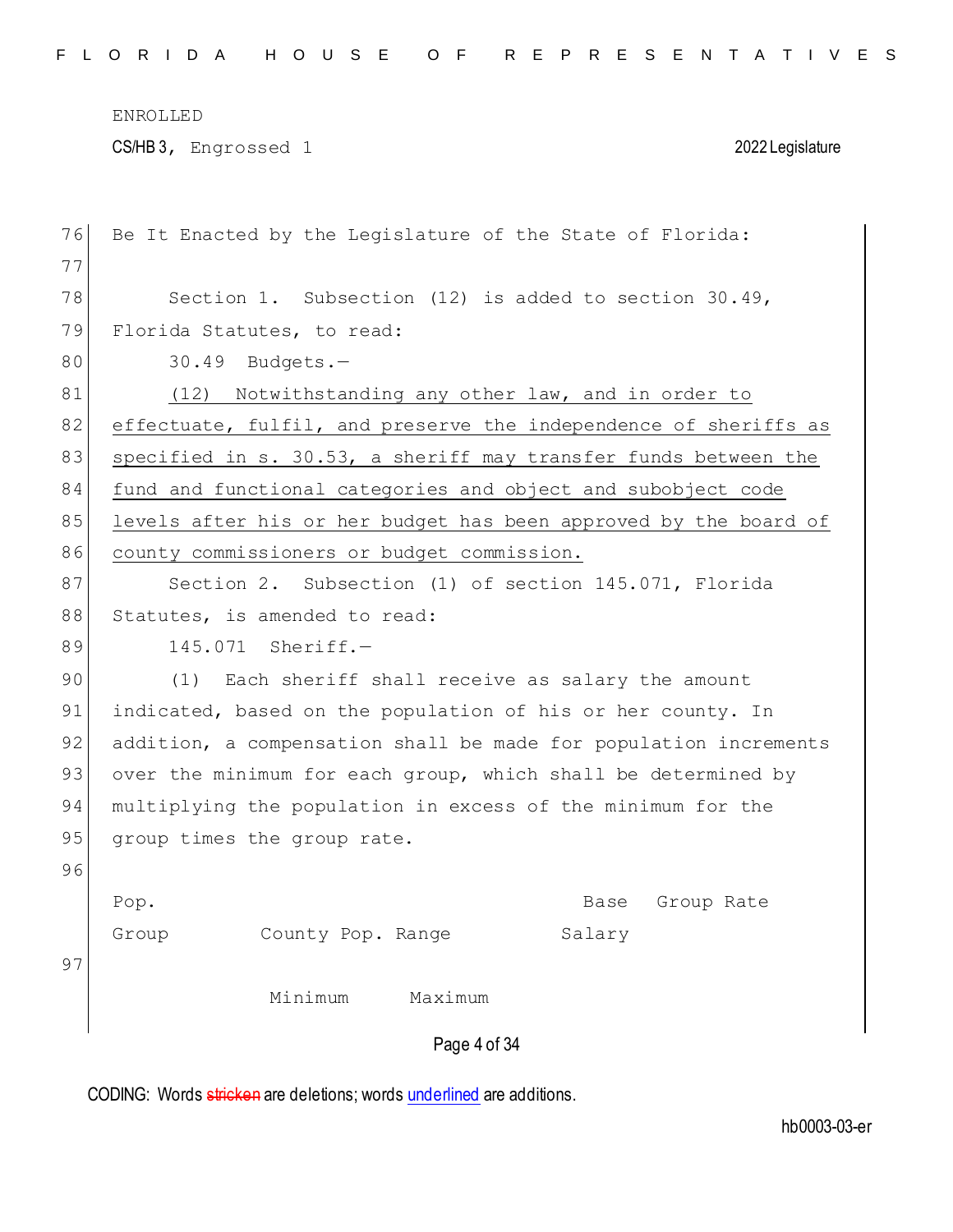Be It Enacted by the Legislature of the State of Florida:

Section 1. Subsection (12) is added to section 30.49, Florida Statutes, to read:

30.49 Budgets.—

<u>(12) Notwithstanding any other law, and in order to effectuate, fulfil, and preserve the independence of sheriffs as specified in s. 30.53, a sheriff may transfer funds between the fund and functional categories and object and subobject code levels after his or her budget has been approved by the board of county commissioners or budget commission.</u>

Section 2. Subsection (1) of section 145.071, Florida Statutes, is amended to read:

145.071 Sheriff.—

(1) Each sheriff shall receive as salary the amount indicated, based on the population of his or her county. In addition, a compensation shall be made for population increments over the minimum for each group, which shall be determined by multiplying the population in excess of the minimum for the group times the group rate.

| Pop. Group | County Pop. Range | | Base Salary | Group Rate |
|---|---|---|---|---|
| | Minimum | Maximum | | |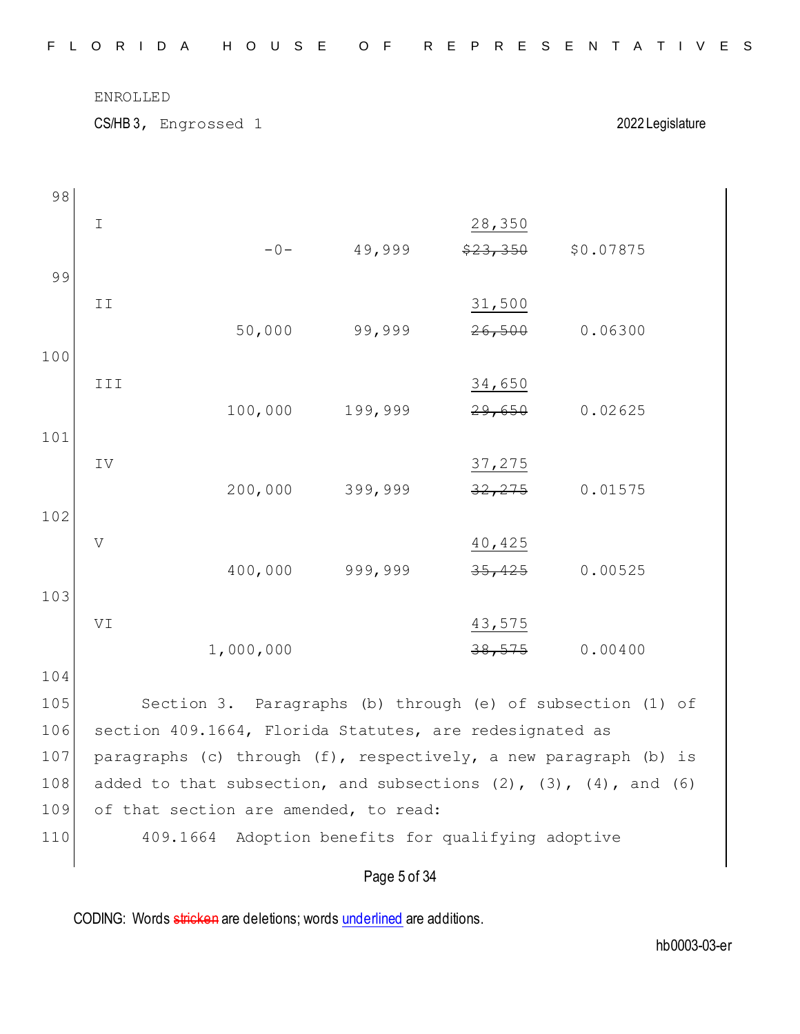| | | | | |
|---|---|---|---|---|
| I | -0- | 49,999 | 28,350 ~~$23,350~~ | $0.07875 |
| II | 50,000 | 99,999 | 31,500 ~~26,500~~ | 0.06300 |
| III | 100,000 | 199,999 | 34,650 ~~29,650~~ | 0.02625 |
| IV | 200,000 | 399,999 | 37,275 ~~32,275~~ | 0.01575 |
| V | 400,000 | 999,999 | 40,425 ~~35,425~~ | 0.00525 |
| VI | 1,000,000 | | 43,575 ~~38,575~~ | 0.00400 |

Section 3. Paragraphs (b) through (e) of subsection (1) of section 409.1664, Florida Statutes, are redesignated as paragraphs (c) through (f), respectively, a new paragraph (b) is added to that subsection, and subsections (2), (3), (4), and (6) of that section are amended, to read:

409.1664 Adoption benefits for qualifying adoptive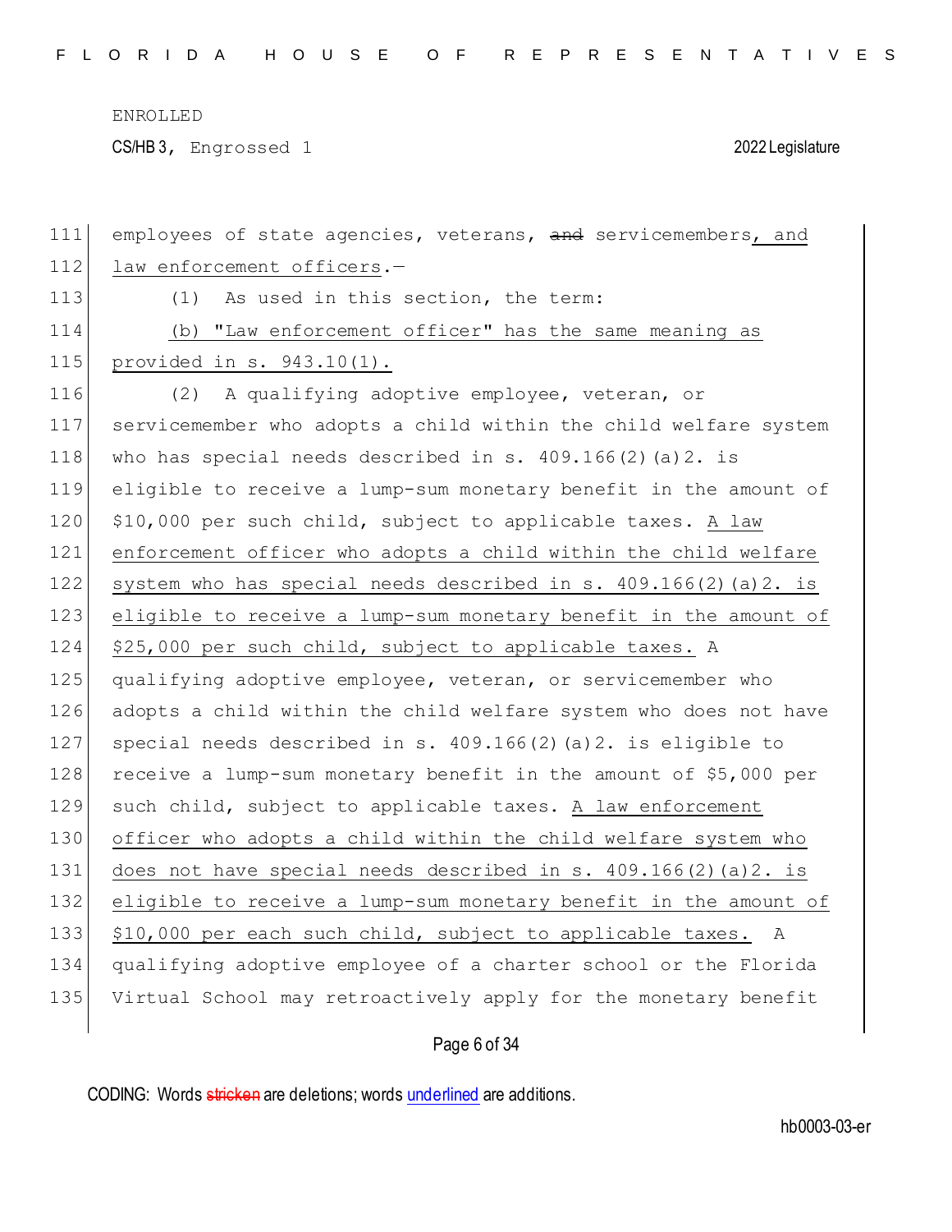employees of state agencies, veterans, ~~and~~ servicemembers, and law enforcement officers.—

(1) As used in this section, the term:

(b) "Law enforcement officer" has the same meaning as provided in s. 943.10(1).

(2) A qualifying adoptive employee, veteran, or servicemember who adopts a child within the child welfare system who has special needs described in s. 409.166(2)(a)2. is eligible to receive a lump-sum monetary benefit in the amount of $10,000 per such child, subject to applicable taxes. A law enforcement officer who adopts a child within the child welfare system who has special needs described in s. 409.166(2)(a)2. is eligible to receive a lump-sum monetary benefit in the amount of $25,000 per such child, subject to applicable taxes. A qualifying adoptive employee, veteran, or servicemember who adopts a child within the child welfare system who does not have special needs described in s. 409.166(2)(a)2. is eligible to receive a lump-sum monetary benefit in the amount of $5,000 per such child, subject to applicable taxes. A law enforcement officer who adopts a child within the child welfare system who does not have special needs described in s. 409.166(2)(a)2. is eligible to receive a lump-sum monetary benefit in the amount of $10,000 per each such child, subject to applicable taxes. A qualifying adoptive employee of a charter school or the Florida Virtual School may retroactively apply for the monetary benefit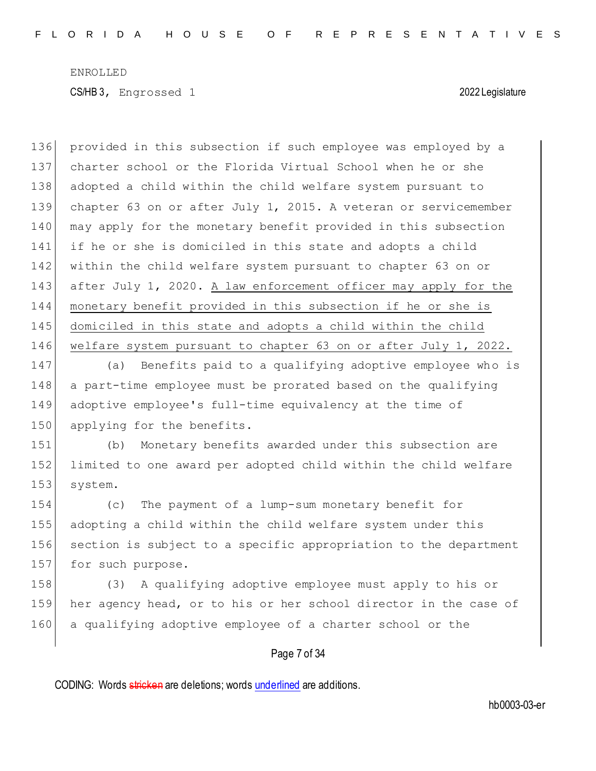provided in this subsection if such employee was employed by a charter school or the Florida Virtual School when he or she adopted a child within the child welfare system pursuant to chapter 63 on or after July 1, 2015. A veteran or servicemember may apply for the monetary benefit provided in this subsection if he or she is domiciled in this state and adopts a child within the child welfare system pursuant to chapter 63 on or after July 1, 2020. <u>A law enforcement officer may apply for the monetary benefit provided in this subsection if he or she is domiciled in this state and adopts a child within the child welfare system pursuant to chapter 63 on or after July 1, 2022.</u>

(a) Benefits paid to a qualifying adoptive employee who is a part-time employee must be prorated based on the qualifying adoptive employee's full-time equivalency at the time of applying for the benefits.

(b) Monetary benefits awarded under this subsection are limited to one award per adopted child within the child welfare system.

(c) The payment of a lump-sum monetary benefit for adopting a child within the child welfare system under this section is subject to a specific appropriation to the department for such purpose.

(3) A qualifying adoptive employee must apply to his or her agency head, or to his or her school director in the case of a qualifying adoptive employee of a charter school or the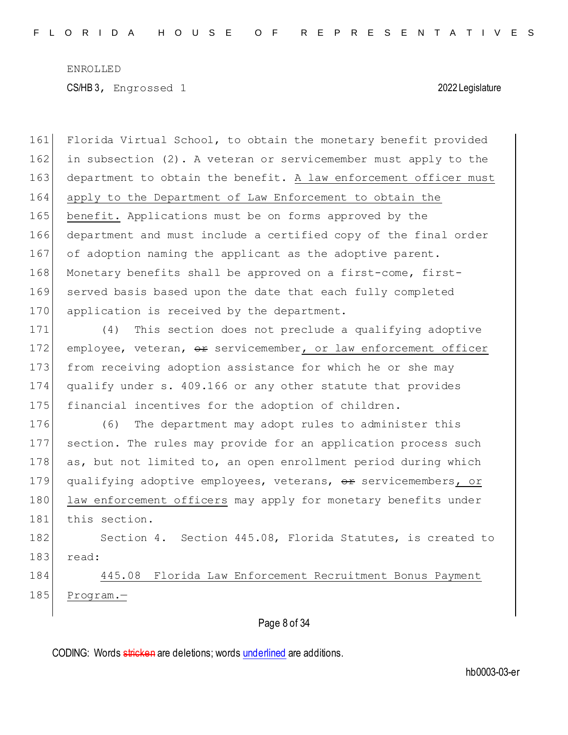Florida Virtual School, to obtain the monetary benefit provided in subsection (2). A veteran or servicemember must apply to the department to obtain the benefit. <u>A law enforcement officer must apply to the Department of Law Enforcement to obtain the benefit.</u> Applications must be on forms approved by the department and must include a certified copy of the final order of adoption naming the applicant as the adoptive parent. Monetary benefits shall be approved on a first-come, first-served basis based upon the date that each fully completed application is received by the department.

(4) This section does not preclude a qualifying adoptive employee, veteran, ~~or~~ servicemember<u>, or law enforcement officer</u> from receiving adoption assistance for which he or she may qualify under s. 409.166 or any other statute that provides financial incentives for the adoption of children.

(6) The department may adopt rules to administer this section. The rules may provide for an application process such as, but not limited to, an open enrollment period during which qualifying adoptive employees, veterans, ~~or~~ servicemembers<u>, or law enforcement officers</u> may apply for monetary benefits under this section.

Section 4. Section 445.08, Florida Statutes, is created to read:

<u>445.08 Florida Law Enforcement Recruitment Bonus Payment Program.—</u>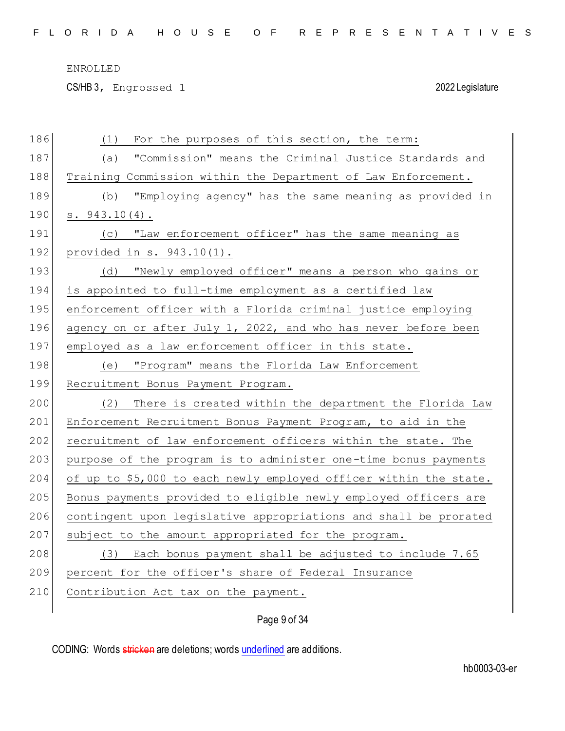(1) For the purposes of this section, the term:

(a) "Commission" means the Criminal Justice Standards and Training Commission within the Department of Law Enforcement.

(b) "Employing agency" has the same meaning as provided in s. 943.10(4).

(c) "Law enforcement officer" has the same meaning as provided in s. 943.10(1).

(d) "Newly employed officer" means a person who gains or is appointed to full-time employment as a certified law enforcement officer with a Florida criminal justice employing agency on or after July 1, 2022, and who has never before been employed as a law enforcement officer in this state.

(e) "Program" means the Florida Law Enforcement Recruitment Bonus Payment Program.

(2) There is created within the department the Florida Law Enforcement Recruitment Bonus Payment Program, to aid in the recruitment of law enforcement officers within the state. The purpose of the program is to administer one-time bonus payments of up to $5,000 to each newly employed officer within the state. Bonus payments provided to eligible newly employed officers are contingent upon legislative appropriations and shall be prorated subject to the amount appropriated for the program.

(3) Each bonus payment shall be adjusted to include 7.65 percent for the officer's share of Federal Insurance Contribution Act tax on the payment.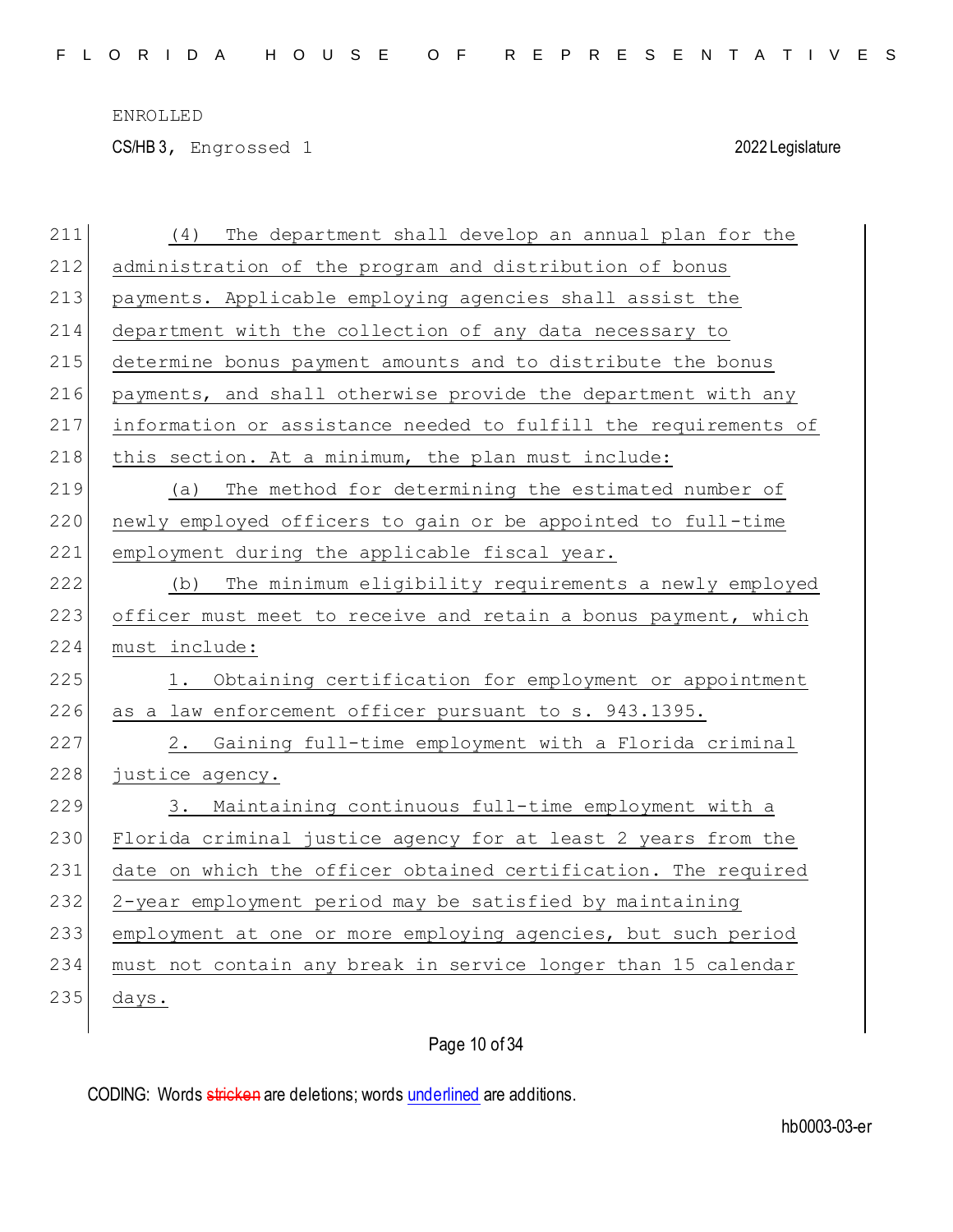(4) The department shall develop an annual plan for the administration of the program and distribution of bonus payments. Applicable employing agencies shall assist the department with the collection of any data necessary to determine bonus payment amounts and to distribute the bonus payments, and shall otherwise provide the department with any information or assistance needed to fulfill the requirements of this section. At a minimum, the plan must include:

(a) The method for determining the estimated number of newly employed officers to gain or be appointed to full-time employment during the applicable fiscal year.

(b) The minimum eligibility requirements a newly employed officer must meet to receive and retain a bonus payment, which must include:

1. Obtaining certification for employment or appointment as a law enforcement officer pursuant to s. 943.1395.

2. Gaining full-time employment with a Florida criminal justice agency.

3. Maintaining continuous full-time employment with a Florida criminal justice agency for at least 2 years from the date on which the officer obtained certification. The required 2-year employment period may be satisfied by maintaining employment at one or more employing agencies, but such period must not contain any break in service longer than 15 calendar days.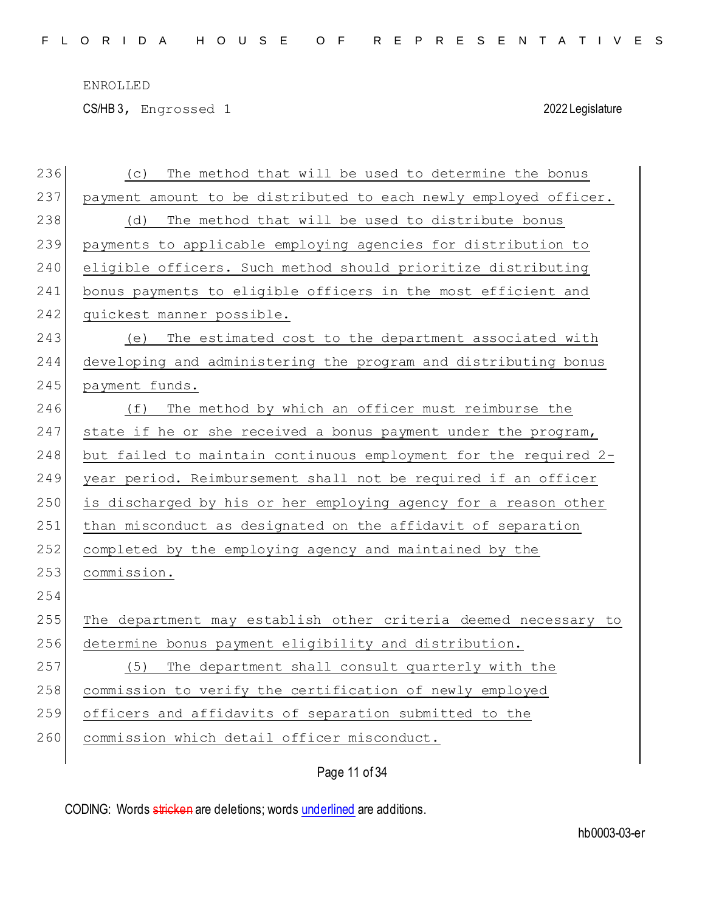(c) The method that will be used to determine the bonus payment amount to be distributed to each newly employed officer.

(d) The method that will be used to distribute bonus payments to applicable employing agencies for distribution to eligible officers. Such method should prioritize distributing bonus payments to eligible officers in the most efficient and quickest manner possible.

(e) The estimated cost to the department associated with developing and administering the program and distributing bonus payment funds.

(f) The method by which an officer must reimburse the state if he or she received a bonus payment under the program, but failed to maintain continuous employment for the required 2-year period. Reimbursement shall not be required if an officer is discharged by his or her employing agency for a reason other than misconduct as designated on the affidavit of separation completed by the employing agency and maintained by the commission.

The department may establish other criteria deemed necessary to determine bonus payment eligibility and distribution.

(5) The department shall consult quarterly with the commission to verify the certification of newly employed officers and affidavits of separation submitted to the commission which detail officer misconduct.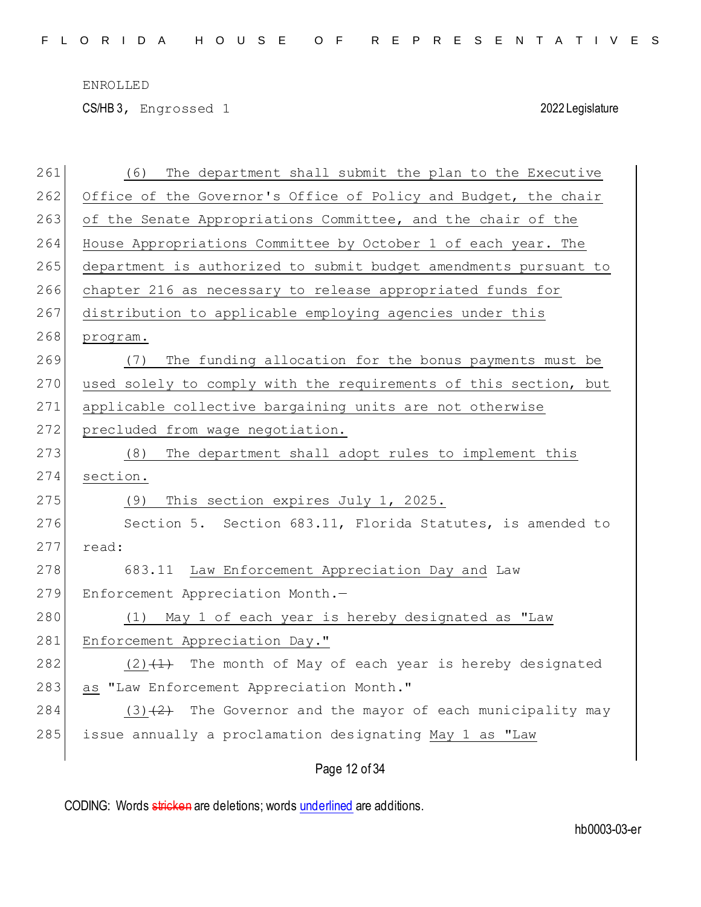(6) The department shall submit the plan to the Executive Office of the Governor's Office of Policy and Budget, the chair of the Senate Appropriations Committee, and the chair of the House Appropriations Committee by October 1 of each year. The department is authorized to submit budget amendments pursuant to chapter 216 as necessary to release appropriated funds for distribution to applicable employing agencies under this program.

(7) The funding allocation for the bonus payments must be used solely to comply with the requirements of this section, but applicable collective bargaining units are not otherwise precluded from wage negotiation.

(8) The department shall adopt rules to implement this section.

(9) This section expires July 1, 2025.

Section 5. Section 683.11, Florida Statutes, is amended to read:

683.11 Law Enforcement Appreciation Day and Law Enforcement Appreciation Month.—

(1) May 1 of each year is hereby designated as "Law Enforcement Appreciation Day."

(2)~~(1)~~ The month of May of each year is hereby designated as "Law Enforcement Appreciation Month."

(3)~~(2)~~ The Governor and the mayor of each municipality may issue annually a proclamation designating May 1 as "Law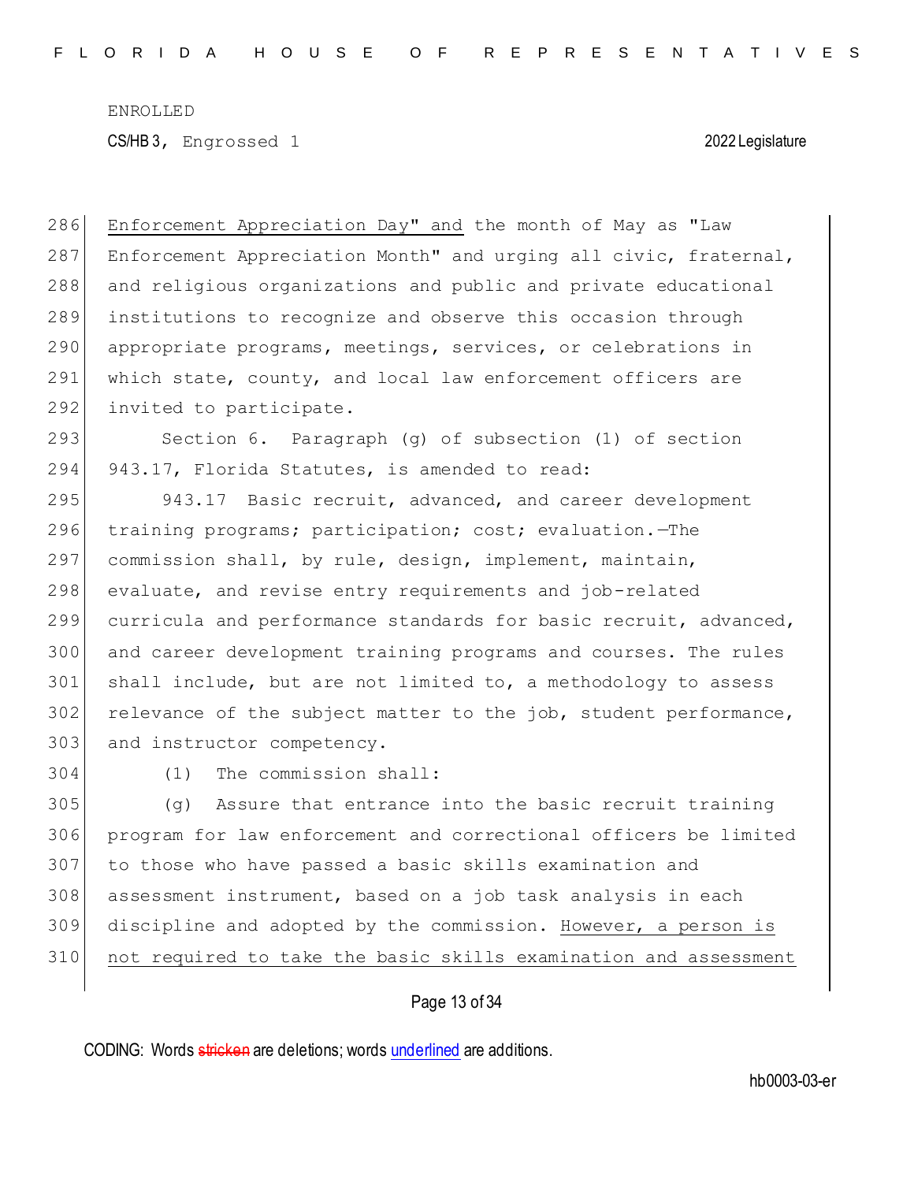286 Enforcement Appreciation Day" and the month of May as "Law
287 Enforcement Appreciation Month" and urging all civic, fraternal,
288 and religious organizations and public and private educational
289 institutions to recognize and observe this occasion through
290 appropriate programs, meetings, services, or celebrations in
291 which state, county, and local law enforcement officers are
292 invited to participate.

293 Section 6. Paragraph (g) of subsection (1) of section
294 943.17, Florida Statutes, is amended to read:

295 943.17 Basic recruit, advanced, and career development
296 training programs; participation; cost; evaluation.—The
297 commission shall, by rule, design, implement, maintain,
298 evaluate, and revise entry requirements and job-related
299 curricula and performance standards for basic recruit, advanced,
300 and career development training programs and courses. The rules
301 shall include, but are not limited to, a methodology to assess
302 relevance of the subject matter to the job, student performance,
303 and instructor competency.

304 (1) The commission shall:

305 (g) Assure that entrance into the basic recruit training
306 program for law enforcement and correctional officers be limited
307 to those who have passed a basic skills examination and
308 assessment instrument, based on a job task analysis in each
309 discipline and adopted by the commission. However, a person is
310 not required to take the basic skills examination and assessment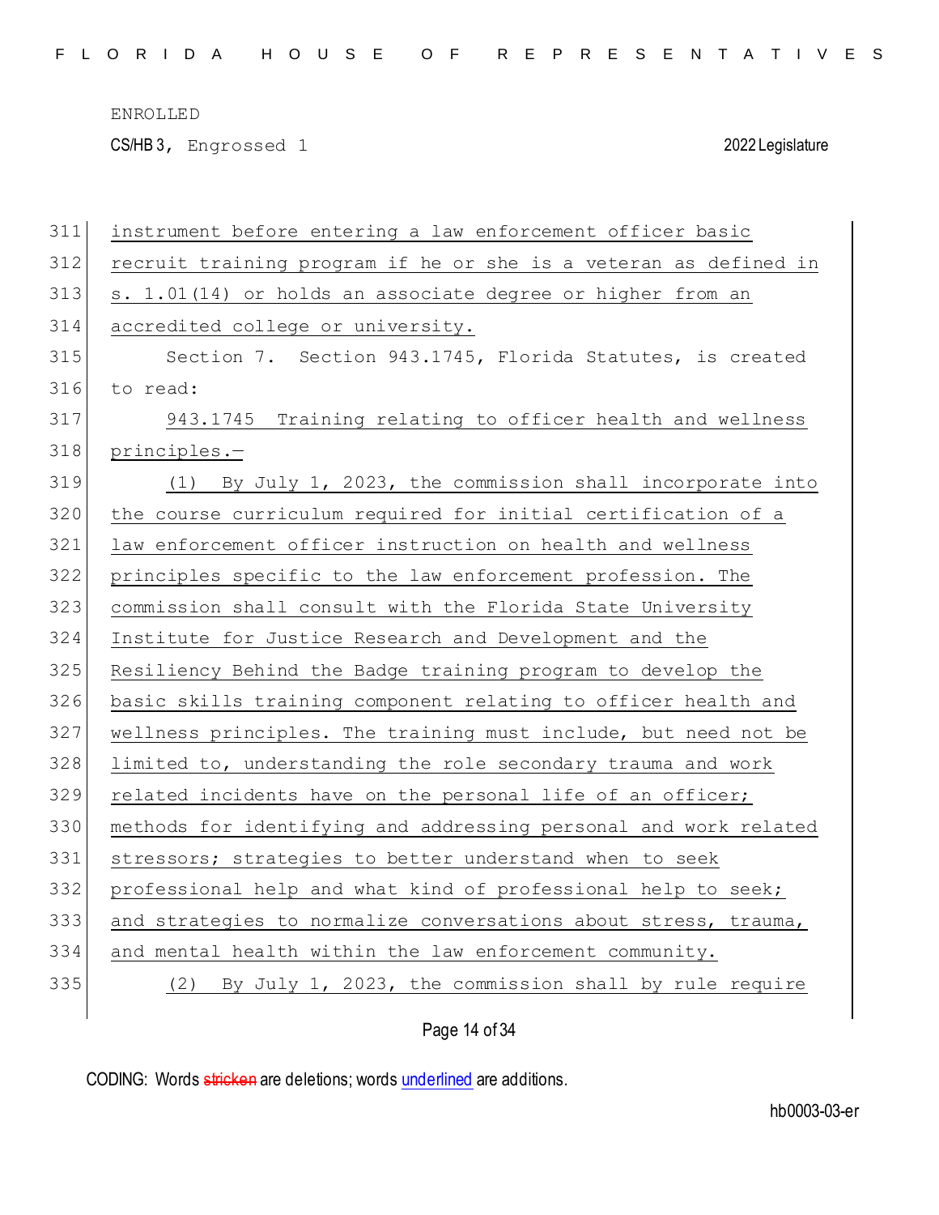instrument before entering a law enforcement officer basic recruit training program if he or she is a veteran as defined in s. 1.01(14) or holds an associate degree or higher from an accredited college or university.

Section 7. Section 943.1745, Florida Statutes, is created to read:

943.1745 Training relating to officer health and wellness principles.—

(1) By July 1, 2023, the commission shall incorporate into the course curriculum required for initial certification of a law enforcement officer instruction on health and wellness principles specific to the law enforcement profession. The commission shall consult with the Florida State University Institute for Justice Research and Development and the Resiliency Behind the Badge training program to develop the basic skills training component relating to officer health and wellness principles. The training must include, but need not be limited to, understanding the role secondary trauma and work related incidents have on the personal life of an officer; methods for identifying and addressing personal and work related stressors; strategies to better understand when to seek professional help and what kind of professional help to seek; and strategies to normalize conversations about stress, trauma, and mental health within the law enforcement community.

(2) By July 1, 2023, the commission shall by rule require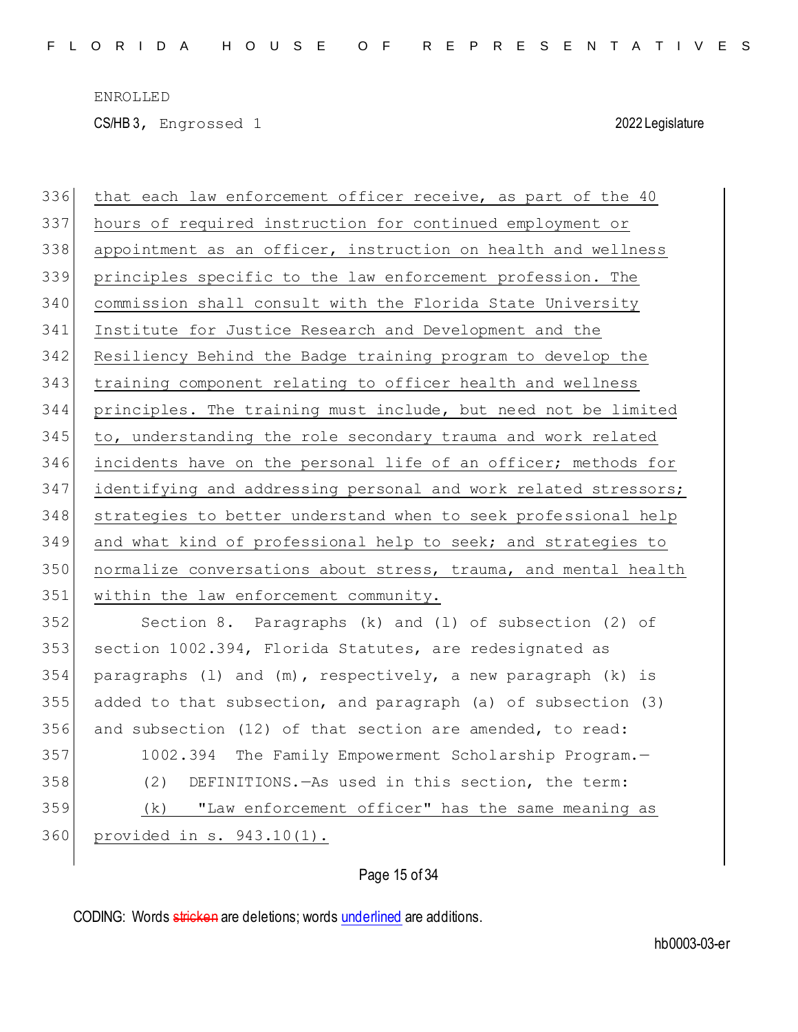that each law enforcement officer receive, as part of the 40 hours of required instruction for continued employment or appointment as an officer, instruction on health and wellness principles specific to the law enforcement profession. The commission shall consult with the Florida State University Institute for Justice Research and Development and the Resiliency Behind the Badge training program to develop the training component relating to officer health and wellness principles. The training must include, but need not be limited to, understanding the role secondary trauma and work related incidents have on the personal life of an officer; methods for identifying and addressing personal and work related stressors; strategies to better understand when to seek professional help and what kind of professional help to seek; and strategies to normalize conversations about stress, trauma, and mental health within the law enforcement community.

Section 8. Paragraphs (k) and (l) of subsection (2) of section 1002.394, Florida Statutes, are redesignated as paragraphs (l) and (m), respectively, a new paragraph (k) is added to that subsection, and paragraph (a) of subsection (3) and subsection (12) of that section are amended, to read:

1002.394 The Family Empowerment Scholarship Program.—

(2) DEFINITIONS.—As used in this section, the term:

(k) "Law enforcement officer" has the same meaning as provided in s. 943.10(1).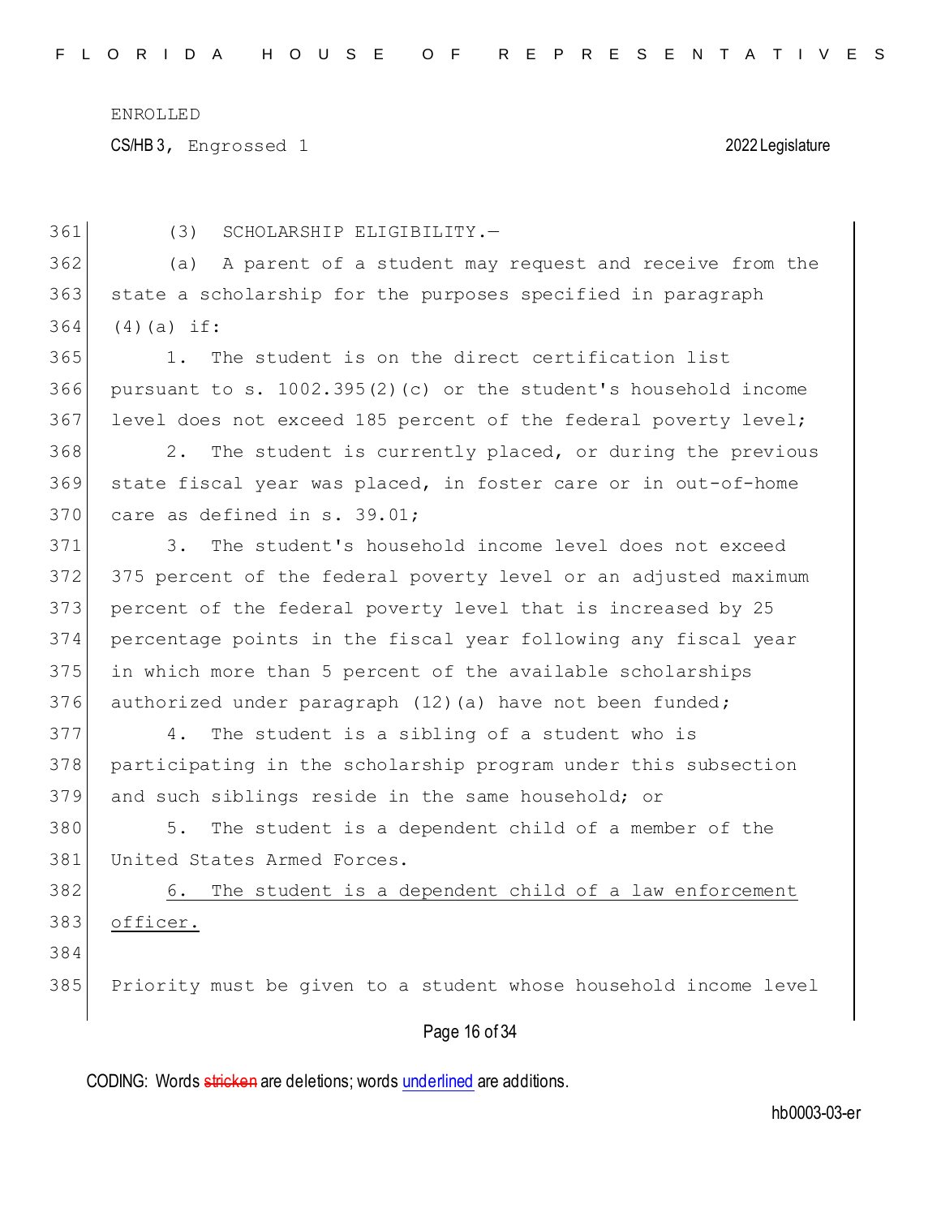(3) SCHOLARSHIP ELIGIBILITY.—

(a) A parent of a student may request and receive from the state a scholarship for the purposes specified in paragraph (4)(a) if:

1. The student is on the direct certification list pursuant to s. 1002.395(2)(c) or the student's household income level does not exceed 185 percent of the federal poverty level;

2. The student is currently placed, or during the previous state fiscal year was placed, in foster care or in out-of-home care as defined in s. 39.01;

3. The student's household income level does not exceed 375 percent of the federal poverty level or an adjusted maximum percent of the federal poverty level that is increased by 25 percentage points in the fiscal year following any fiscal year in which more than 5 percent of the available scholarships authorized under paragraph (12)(a) have not been funded;

4. The student is a sibling of a student who is participating in the scholarship program under this subsection and such siblings reside in the same household; or

5. The student is a dependent child of a member of the United States Armed Forces.

<u>6. The student is a dependent child of a law enforcement officer.</u>

Priority must be given to a student whose household income level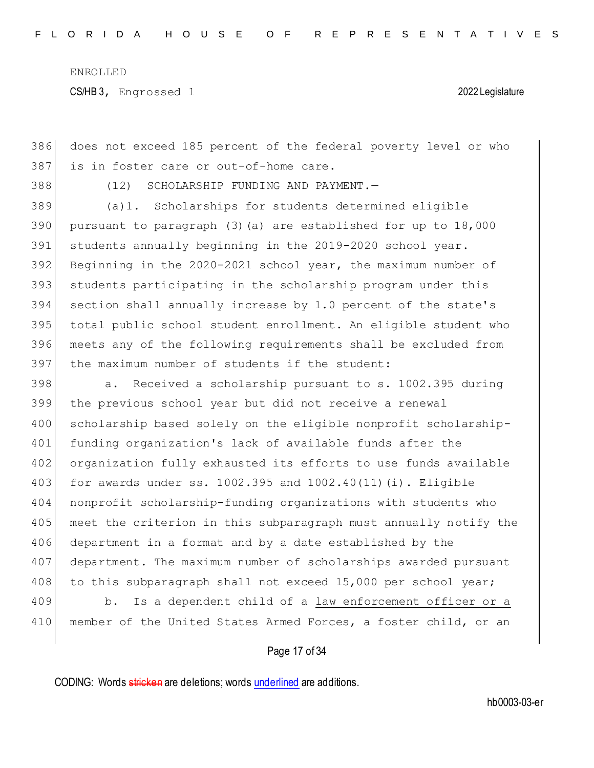does not exceed 185 percent of the federal poverty level or who is in foster care or out-of-home care.

(12) SCHOLARSHIP FUNDING AND PAYMENT.—

(a)1. Scholarships for students determined eligible pursuant to paragraph (3)(a) are established for up to 18,000 students annually beginning in the 2019-2020 school year. Beginning in the 2020-2021 school year, the maximum number of students participating in the scholarship program under this section shall annually increase by 1.0 percent of the state's total public school student enrollment. An eligible student who meets any of the following requirements shall be excluded from the maximum number of students if the student:

a. Received a scholarship pursuant to s. 1002.395 during the previous school year but did not receive a renewal scholarship based solely on the eligible nonprofit scholarship-funding organization's lack of available funds after the organization fully exhausted its efforts to use funds available for awards under ss. 1002.395 and 1002.40(11)(i). Eligible nonprofit scholarship-funding organizations with students who meet the criterion in this subparagraph must annually notify the department in a format and by a date established by the department. The maximum number of scholarships awarded pursuant to this subparagraph shall not exceed 15,000 per school year;

b. Is a dependent child of a <u>law enforcement officer or a</u> member of the United States Armed Forces, a foster child, or an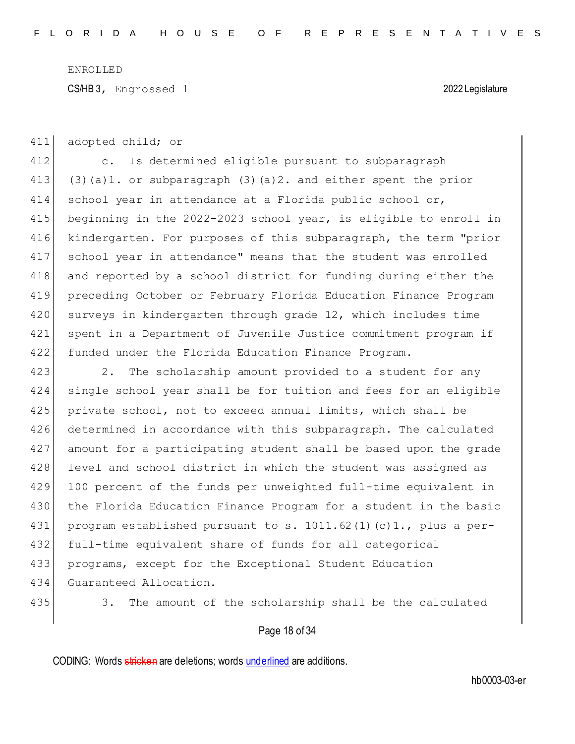adopted child; or

c. Is determined eligible pursuant to subparagraph (3)(a)1. or subparagraph (3)(a)2. and either spent the prior school year in attendance at a Florida public school or, beginning in the 2022-2023 school year, is eligible to enroll in kindergarten. For purposes of this subparagraph, the term "prior school year in attendance" means that the student was enrolled and reported by a school district for funding during either the preceding October or February Florida Education Finance Program surveys in kindergarten through grade 12, which includes time spent in a Department of Juvenile Justice commitment program if funded under the Florida Education Finance Program.

2. The scholarship amount provided to a student for any single school year shall be for tuition and fees for an eligible private school, not to exceed annual limits, which shall be determined in accordance with this subparagraph. The calculated amount for a participating student shall be based upon the grade level and school district in which the student was assigned as 100 percent of the funds per unweighted full-time equivalent in the Florida Education Finance Program for a student in the basic program established pursuant to s. 1011.62(1)(c)1., plus a per-full-time equivalent share of funds for all categorical programs, except for the Exceptional Student Education Guaranteed Allocation.

3. The amount of the scholarship shall be the calculated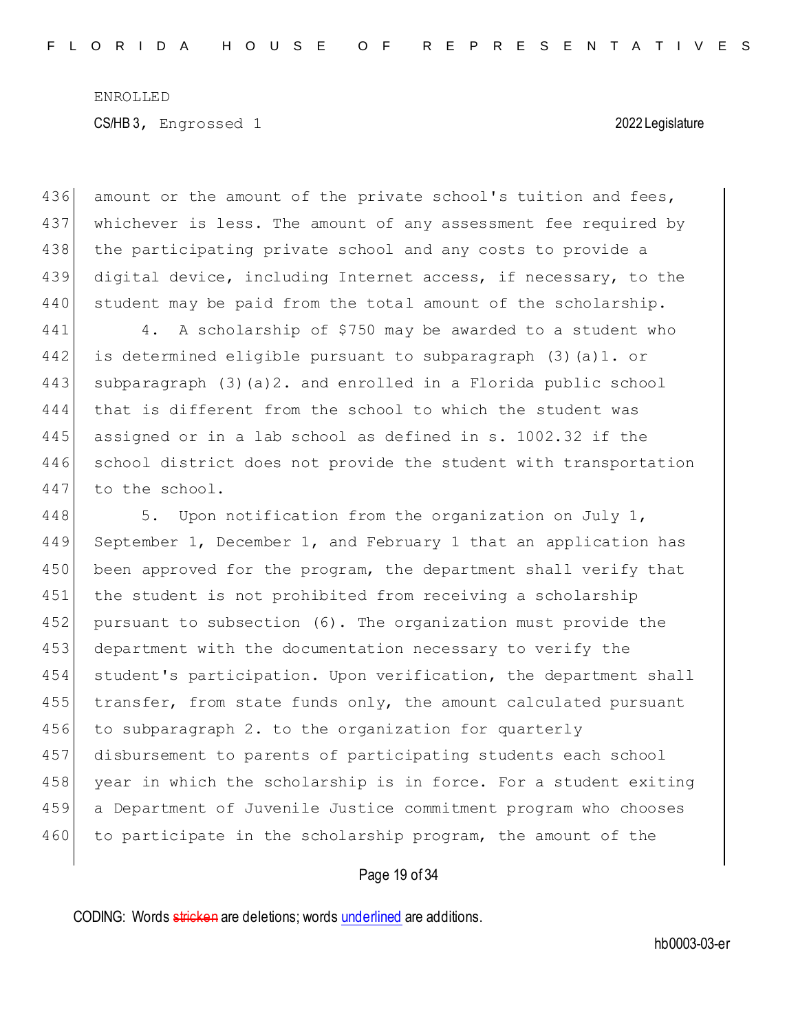amount or the amount of the private school's tuition and fees, whichever is less. The amount of any assessment fee required by the participating private school and any costs to provide a digital device, including Internet access, if necessary, to the student may be paid from the total amount of the scholarship.

4. A scholarship of $750 may be awarded to a student who is determined eligible pursuant to subparagraph (3)(a)1. or subparagraph (3)(a)2. and enrolled in a Florida public school that is different from the school to which the student was assigned or in a lab school as defined in s. 1002.32 if the school district does not provide the student with transportation to the school.

5. Upon notification from the organization on July 1, September 1, December 1, and February 1 that an application has been approved for the program, the department shall verify that the student is not prohibited from receiving a scholarship pursuant to subsection (6). The organization must provide the department with the documentation necessary to verify the student's participation. Upon verification, the department shall transfer, from state funds only, the amount calculated pursuant to subparagraph 2. to the organization for quarterly disbursement to parents of participating students each school year in which the scholarship is in force. For a student exiting a Department of Juvenile Justice commitment program who chooses to participate in the scholarship program, the amount of the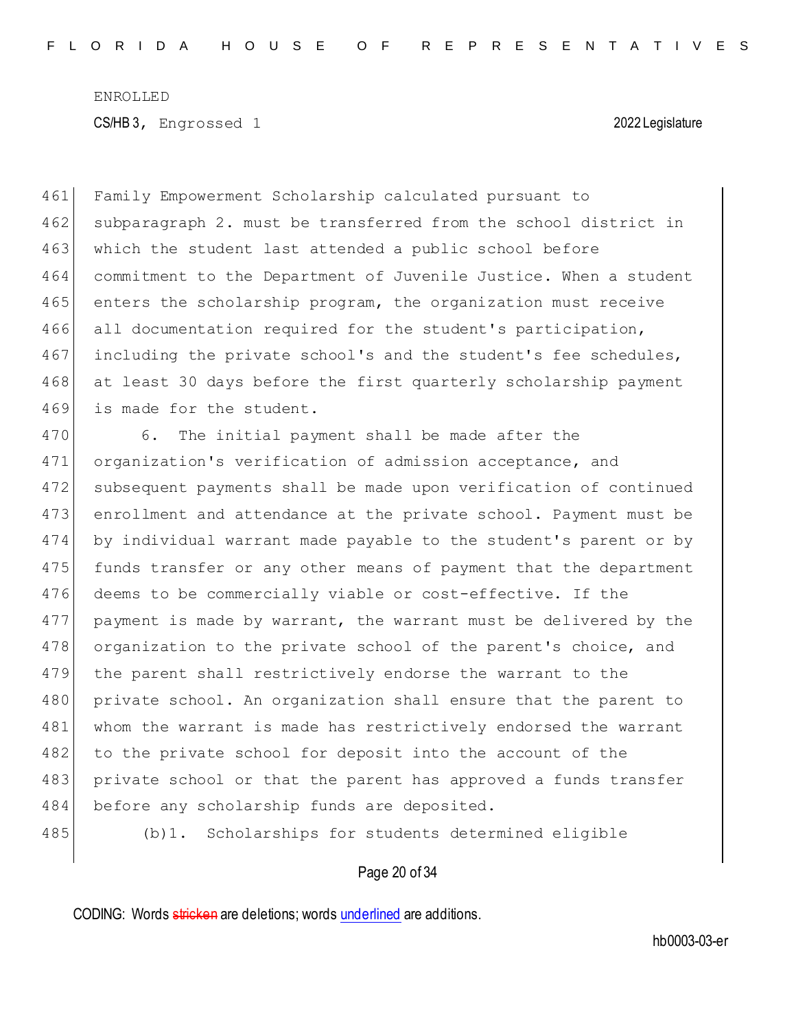Family Empowerment Scholarship calculated pursuant to subparagraph 2. must be transferred from the school district in which the student last attended a public school before commitment to the Department of Juvenile Justice. When a student enters the scholarship program, the organization must receive all documentation required for the student's participation, including the private school's and the student's fee schedules, at least 30 days before the first quarterly scholarship payment is made for the student.

6. The initial payment shall be made after the organization's verification of admission acceptance, and subsequent payments shall be made upon verification of continued enrollment and attendance at the private school. Payment must be by individual warrant made payable to the student's parent or by funds transfer or any other means of payment that the department deems to be commercially viable or cost-effective. If the payment is made by warrant, the warrant must be delivered by the organization to the private school of the parent's choice, and the parent shall restrictively endorse the warrant to the private school. An organization shall ensure that the parent to whom the warrant is made has restrictively endorsed the warrant to the private school for deposit into the account of the private school or that the parent has approved a funds transfer before any scholarship funds are deposited.

(b)1. Scholarships for students determined eligible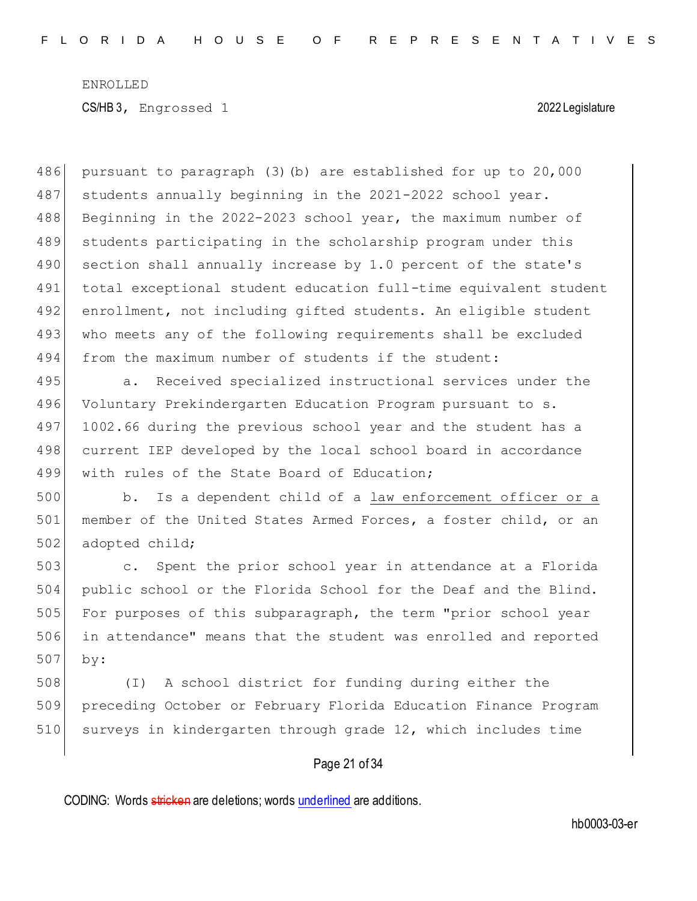pursuant to paragraph (3)(b) are established for up to 20,000 students annually beginning in the 2021-2022 school year. Beginning in the 2022-2023 school year, the maximum number of students participating in the scholarship program under this section shall annually increase by 1.0 percent of the state's total exceptional student education full-time equivalent student enrollment, not including gifted students. An eligible student who meets any of the following requirements shall be excluded from the maximum number of students if the student:

a. Received specialized instructional services under the Voluntary Prekindergarten Education Program pursuant to s. 1002.66 during the previous school year and the student has a current IEP developed by the local school board in accordance with rules of the State Board of Education;

b. Is a dependent child of a <u>law enforcement officer or a</u> member of the United States Armed Forces, a foster child, or an adopted child;

c. Spent the prior school year in attendance at a Florida public school or the Florida School for the Deaf and the Blind. For purposes of this subparagraph, the term "prior school year in attendance" means that the student was enrolled and reported by:

(I) A school district for funding during either the preceding October or February Florida Education Finance Program surveys in kindergarten through grade 12, which includes time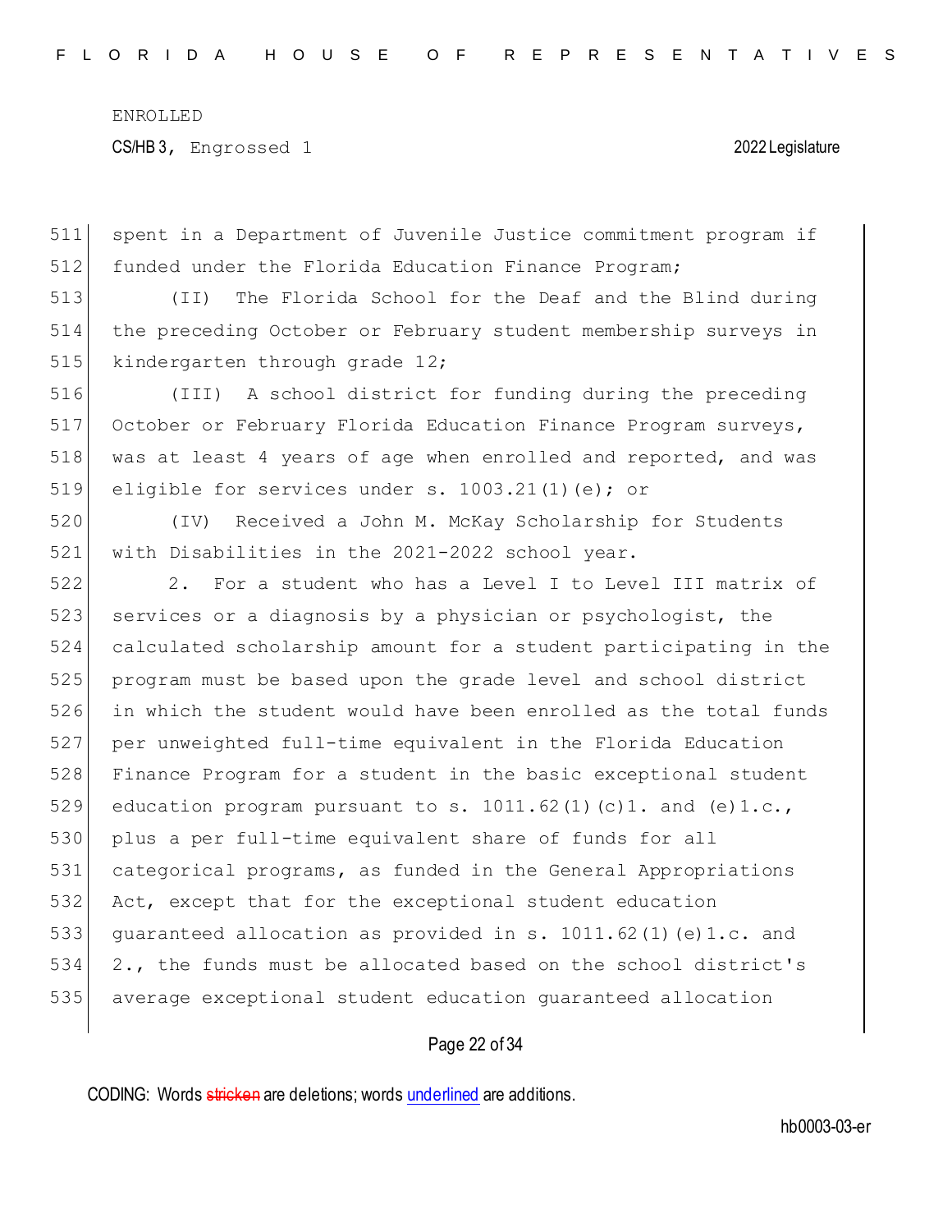spent in a Department of Juvenile Justice commitment program if funded under the Florida Education Finance Program;

(II) The Florida School for the Deaf and the Blind during the preceding October or February student membership surveys in kindergarten through grade 12;

(III) A school district for funding during the preceding October or February Florida Education Finance Program surveys, was at least 4 years of age when enrolled and reported, and was eligible for services under s. 1003.21(1)(e); or

(IV) Received a John M. McKay Scholarship for Students with Disabilities in the 2021-2022 school year.

2. For a student who has a Level I to Level III matrix of services or a diagnosis by a physician or psychologist, the calculated scholarship amount for a student participating in the program must be based upon the grade level and school district in which the student would have been enrolled as the total funds per unweighted full-time equivalent in the Florida Education Finance Program for a student in the basic exceptional student education program pursuant to s. 1011.62(1)(c)1. and (e)1.c., plus a per full-time equivalent share of funds for all categorical programs, as funded in the General Appropriations Act, except that for the exceptional student education guaranteed allocation as provided in s. 1011.62(1)(e)1.c. and 2., the funds must be allocated based on the school district's average exceptional student education guaranteed allocation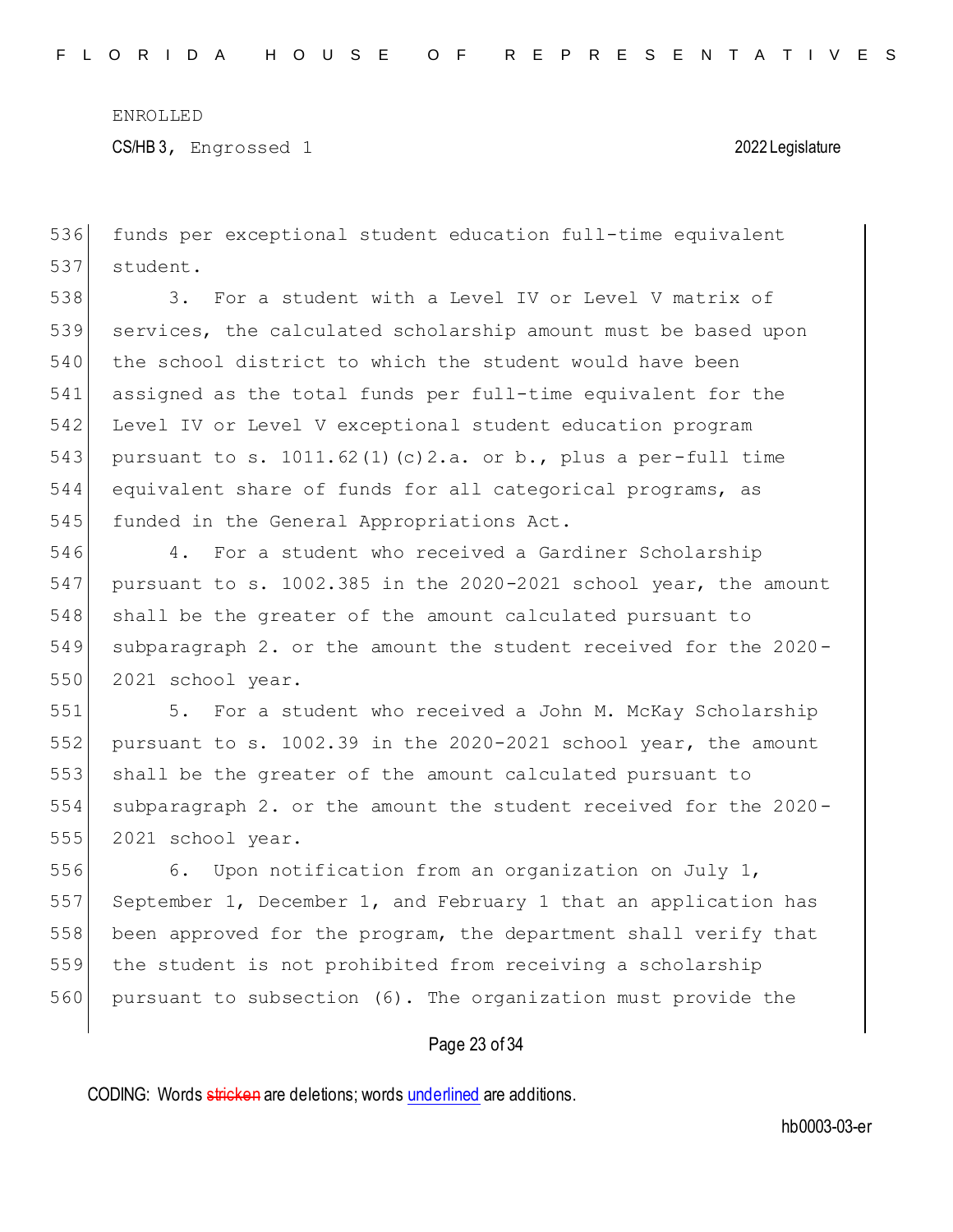funds per exceptional student education full-time equivalent student.

3. For a student with a Level IV or Level V matrix of services, the calculated scholarship amount must be based upon the school district to which the student would have been assigned as the total funds per full-time equivalent for the Level IV or Level V exceptional student education program pursuant to s. 1011.62(1)(c)2.a. or b., plus a per-full time equivalent share of funds for all categorical programs, as funded in the General Appropriations Act.

4. For a student who received a Gardiner Scholarship pursuant to s. 1002.385 in the 2020-2021 school year, the amount shall be the greater of the amount calculated pursuant to subparagraph 2. or the amount the student received for the 2020-2021 school year.

5. For a student who received a John M. McKay Scholarship pursuant to s. 1002.39 in the 2020-2021 school year, the amount shall be the greater of the amount calculated pursuant to subparagraph 2. or the amount the student received for the 2020-2021 school year.

6. Upon notification from an organization on July 1, September 1, December 1, and February 1 that an application has been approved for the program, the department shall verify that the student is not prohibited from receiving a scholarship pursuant to subsection (6). The organization must provide the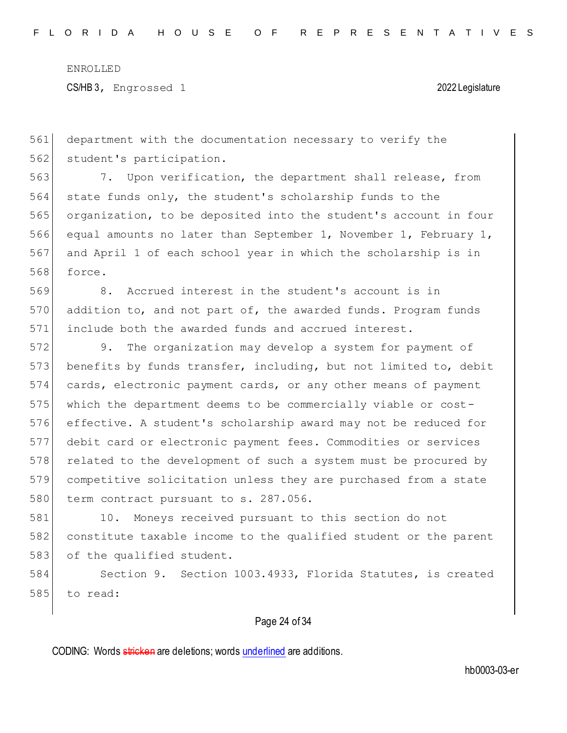department with the documentation necessary to verify the student's participation.

7. Upon verification, the department shall release, from state funds only, the student's scholarship funds to the organization, to be deposited into the student's account in four equal amounts no later than September 1, November 1, February 1, and April 1 of each school year in which the scholarship is in force.

8. Accrued interest in the student's account is in addition to, and not part of, the awarded funds. Program funds include both the awarded funds and accrued interest.

9. The organization may develop a system for payment of benefits by funds transfer, including, but not limited to, debit cards, electronic payment cards, or any other means of payment which the department deems to be commercially viable or cost-effective. A student's scholarship award may not be reduced for debit card or electronic payment fees. Commodities or services related to the development of such a system must be procured by competitive solicitation unless they are purchased from a state term contract pursuant to s. 287.056.

10. Moneys received pursuant to this section do not constitute taxable income to the qualified student or the parent of the qualified student.

Section 9. Section 1003.4933, Florida Statutes, is created to read: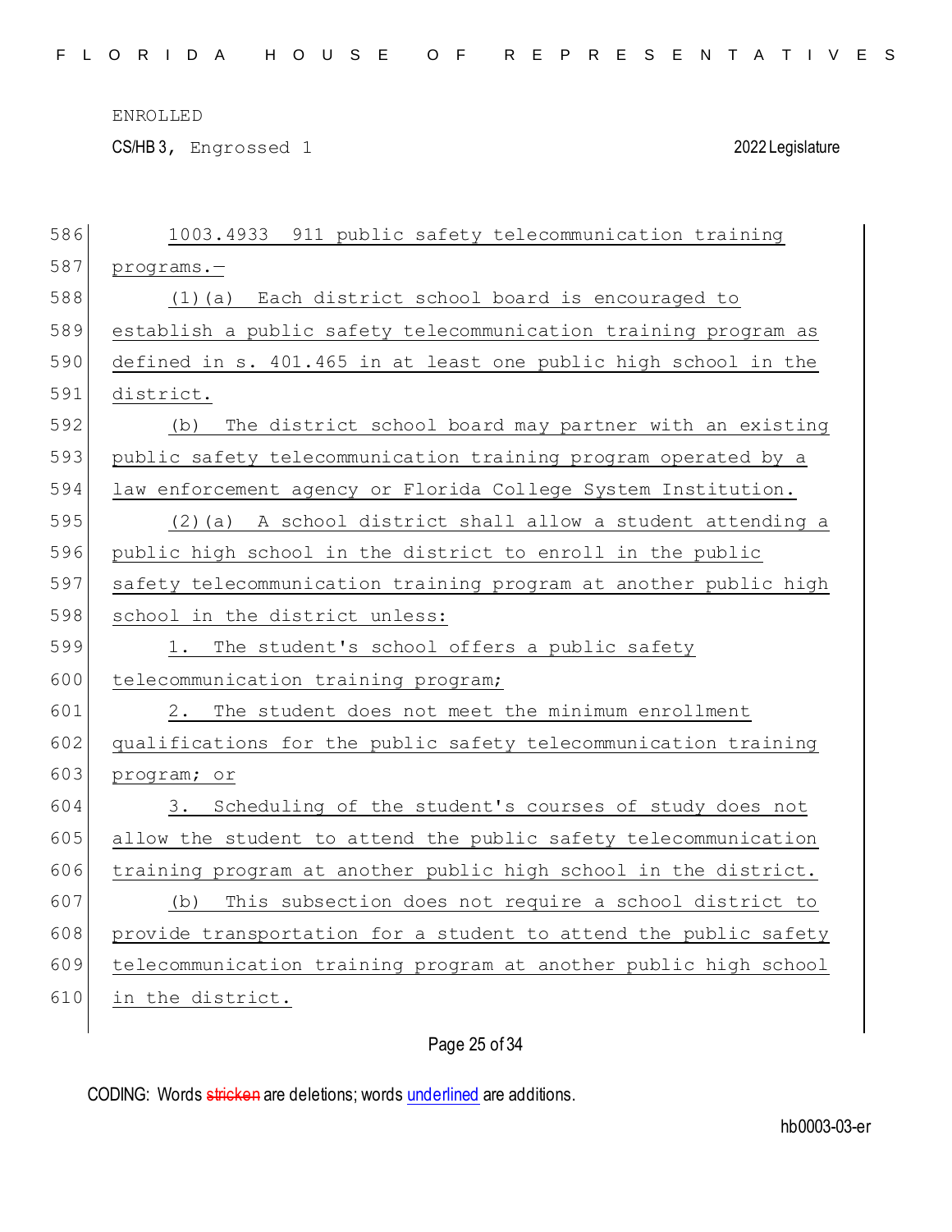1003.4933 911 public safety telecommunication training programs.—

(1)(a) Each district school board is encouraged to establish a public safety telecommunication training program as defined in s. 401.465 in at least one public high school in the district.

(b) The district school board may partner with an existing public safety telecommunication training program operated by a law enforcement agency or Florida College System Institution.

(2)(a) A school district shall allow a student attending a public high school in the district to enroll in the public safety telecommunication training program at another public high school in the district unless:

1. The student's school offers a public safety telecommunication training program;

2. The student does not meet the minimum enrollment qualifications for the public safety telecommunication training program; or

3. Scheduling of the student's courses of study does not allow the student to attend the public safety telecommunication training program at another public high school in the district.

(b) This subsection does not require a school district to provide transportation for a student to attend the public safety telecommunication training program at another public high school in the district.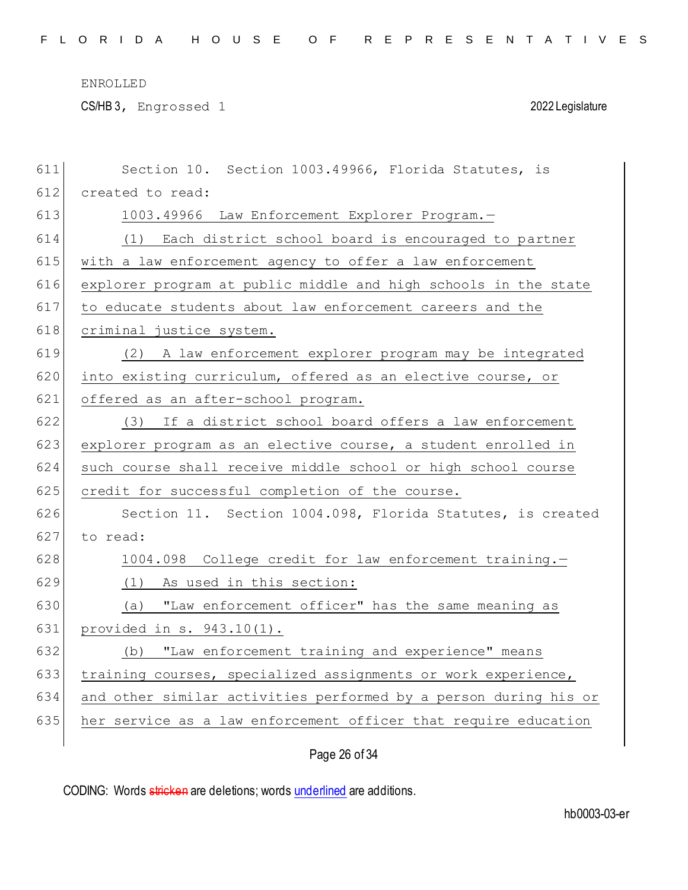Section 10. Section 1003.49966, Florida Statutes, is created to read:

1003.49966 Law Enforcement Explorer Program.—

(1) Each district school board is encouraged to partner with a law enforcement agency to offer a law enforcement explorer program at public middle and high schools in the state to educate students about law enforcement careers and the criminal justice system.

(2) A law enforcement explorer program may be integrated into existing curriculum, offered as an elective course, or offered as an after-school program.

(3) If a district school board offers a law enforcement explorer program as an elective course, a student enrolled in such course shall receive middle school or high school course credit for successful completion of the course.

Section 11. Section 1004.098, Florida Statutes, is created to read:

1004.098 College credit for law enforcement training.—

(1) As used in this section:

(a) "Law enforcement officer" has the same meaning as provided in s. 943.10(1).

(b) "Law enforcement training and experience" means training courses, specialized assignments or work experience, and other similar activities performed by a person during his or her service as a law enforcement officer that require education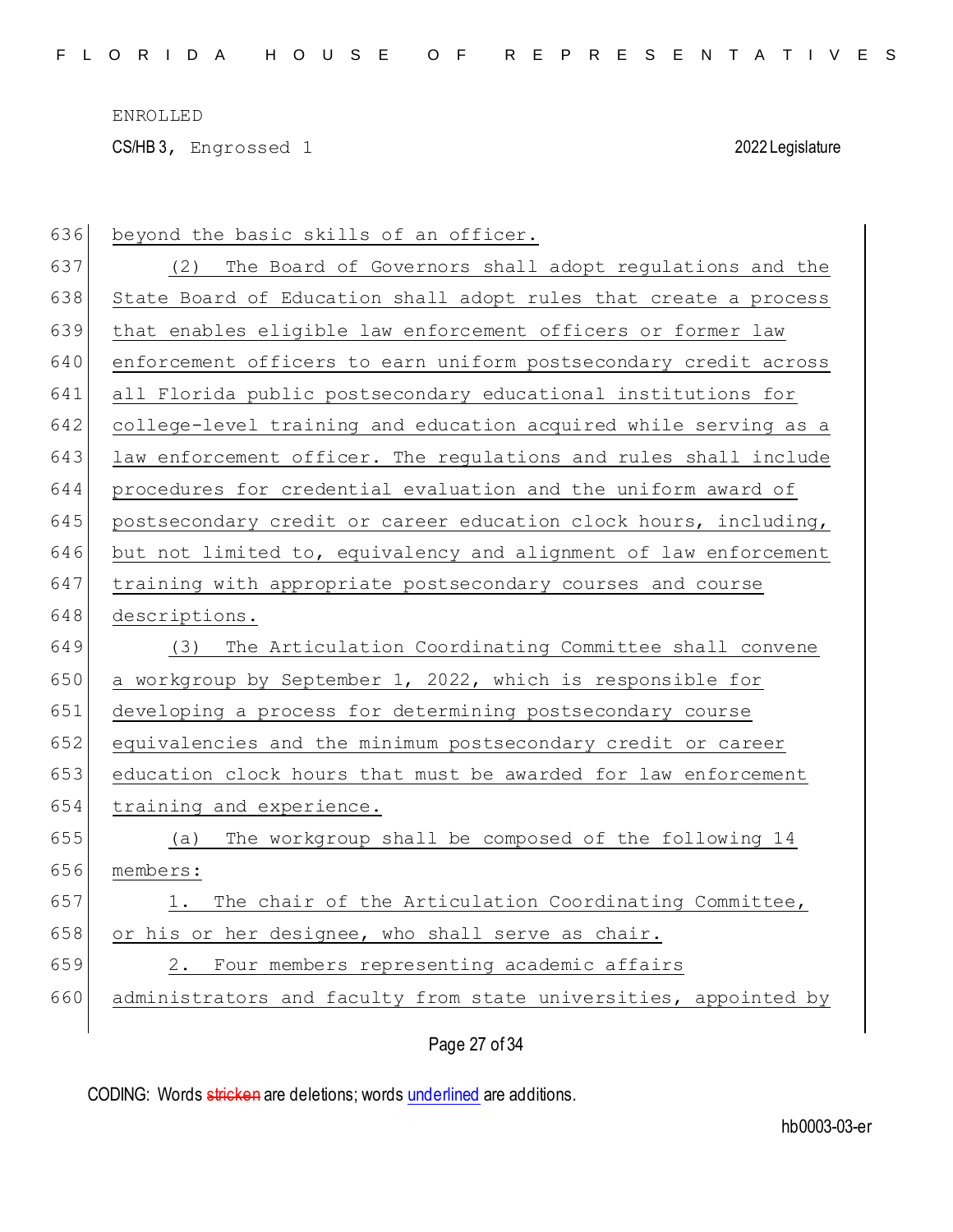beyond the basic skills of an officer.

(2) The Board of Governors shall adopt regulations and the State Board of Education shall adopt rules that create a process that enables eligible law enforcement officers or former law enforcement officers to earn uniform postsecondary credit across all Florida public postsecondary educational institutions for college-level training and education acquired while serving as a law enforcement officer. The regulations and rules shall include procedures for credential evaluation and the uniform award of postsecondary credit or career education clock hours, including, but not limited to, equivalency and alignment of law enforcement training with appropriate postsecondary courses and course descriptions.

(3) The Articulation Coordinating Committee shall convene a workgroup by September 1, 2022, which is responsible for developing a process for determining postsecondary course equivalencies and the minimum postsecondary credit or career education clock hours that must be awarded for law enforcement training and experience.

(a) The workgroup shall be composed of the following 14 members:

1. The chair of the Articulation Coordinating Committee, or his or her designee, who shall serve as chair.

2. Four members representing academic affairs administrators and faculty from state universities, appointed by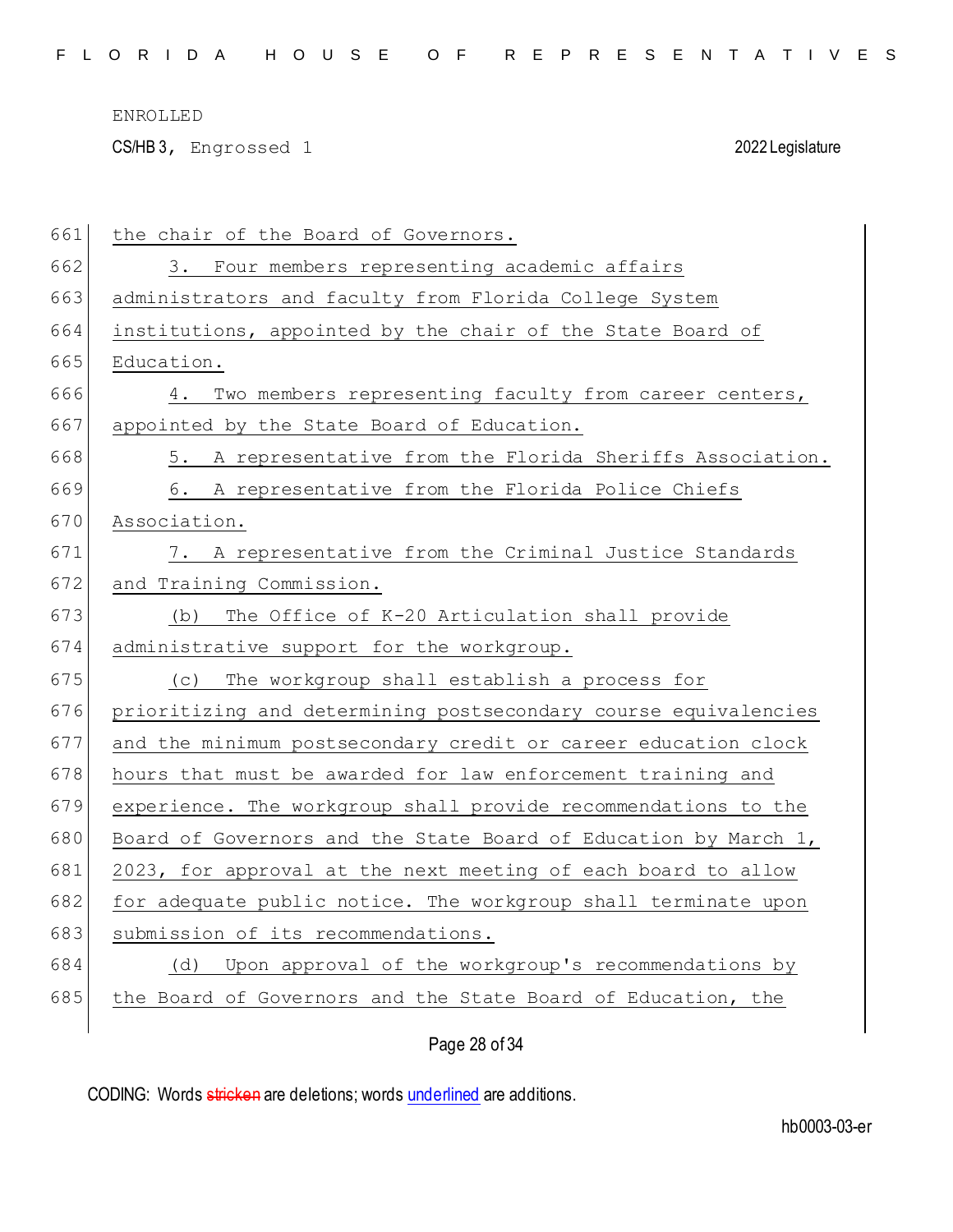the chair of the Board of Governors.

3. Four members representing academic affairs administrators and faculty from Florida College System institutions, appointed by the chair of the State Board of Education.

4. Two members representing faculty from career centers, appointed by the State Board of Education.

5. A representative from the Florida Sheriffs Association.

6. A representative from the Florida Police Chiefs Association.

7. A representative from the Criminal Justice Standards and Training Commission.

(b) The Office of K-20 Articulation shall provide administrative support for the workgroup.

(c) The workgroup shall establish a process for prioritizing and determining postsecondary course equivalencies and the minimum postsecondary credit or career education clock hours that must be awarded for law enforcement training and experience. The workgroup shall provide recommendations to the Board of Governors and the State Board of Education by March 1, 2023, for approval at the next meeting of each board to allow for adequate public notice. The workgroup shall terminate upon submission of its recommendations.

(d) Upon approval of the workgroup's recommendations by the Board of Governors and the State Board of Education, the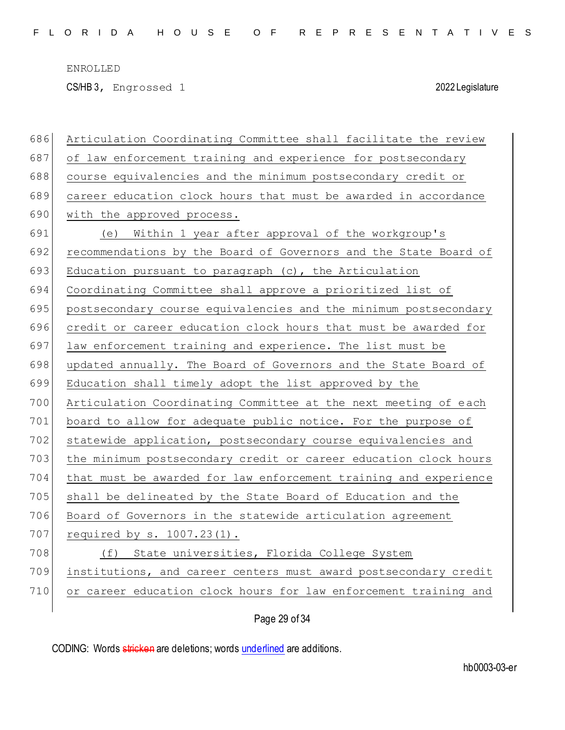Articulation Coordinating Committee shall facilitate the review of law enforcement training and experience for postsecondary course equivalencies and the minimum postsecondary credit or career education clock hours that must be awarded in accordance with the approved process.

(e) Within 1 year after approval of the workgroup's recommendations by the Board of Governors and the State Board of Education pursuant to paragraph (c), the Articulation Coordinating Committee shall approve a prioritized list of postsecondary course equivalencies and the minimum postsecondary credit or career education clock hours that must be awarded for law enforcement training and experience. The list must be updated annually. The Board of Governors and the State Board of Education shall timely adopt the list approved by the Articulation Coordinating Committee at the next meeting of each board to allow for adequate public notice. For the purpose of statewide application, postsecondary course equivalencies and the minimum postsecondary credit or career education clock hours that must be awarded for law enforcement training and experience shall be delineated by the State Board of Education and the Board of Governors in the statewide articulation agreement required by s. 1007.23(1).

(f) State universities, Florida College System institutions, and career centers must award postsecondary credit or career education clock hours for law enforcement training and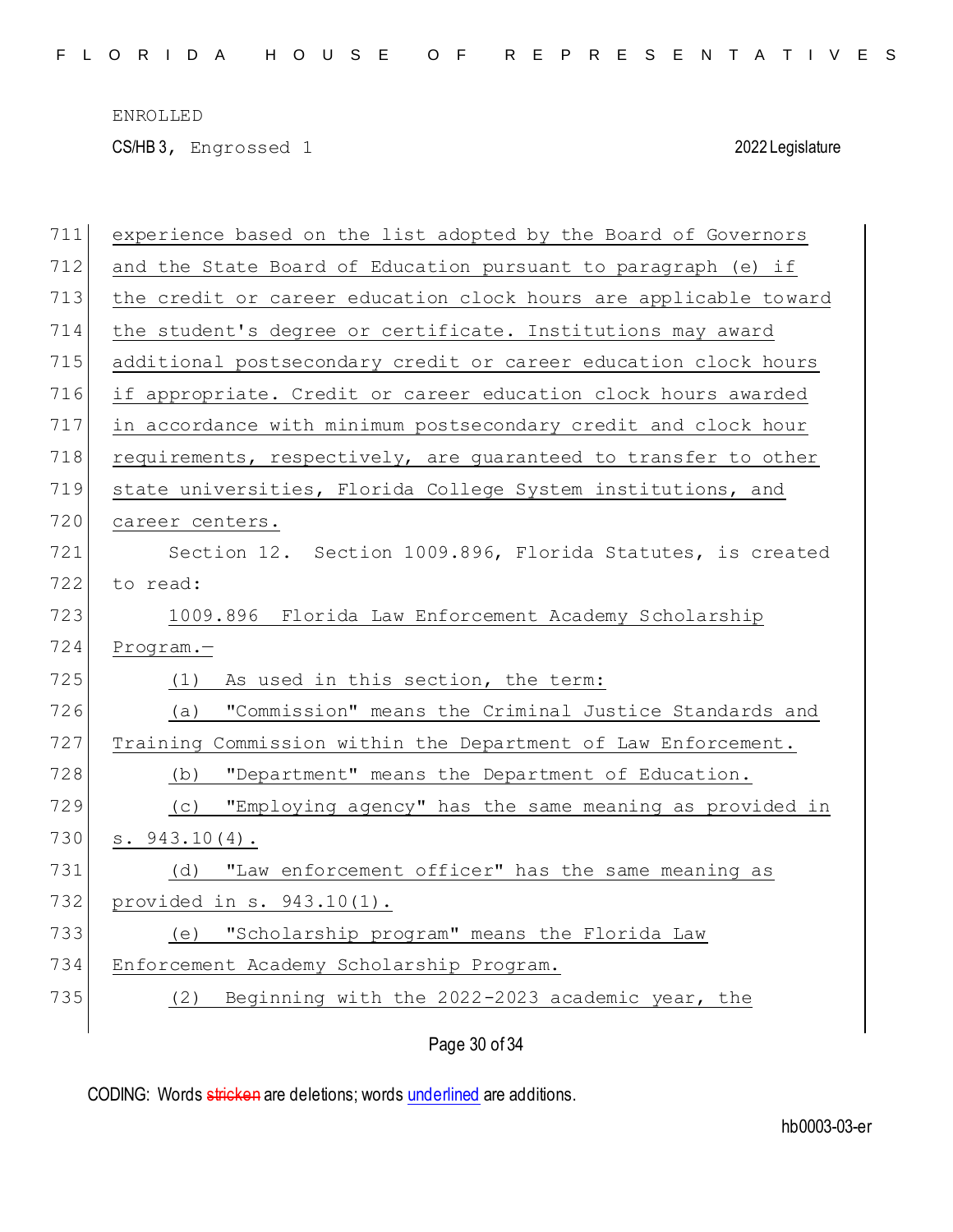experience based on the list adopted by the Board of Governors and the State Board of Education pursuant to paragraph (e) if the credit or career education clock hours are applicable toward the student's degree or certificate. Institutions may award additional postsecondary credit or career education clock hours if appropriate. Credit or career education clock hours awarded in accordance with minimum postsecondary credit and clock hour requirements, respectively, are guaranteed to transfer to other state universities, Florida College System institutions, and career centers.

Section 12. Section 1009.896, Florida Statutes, is created to read:

1009.896 Florida Law Enforcement Academy Scholarship Program.—

(1) As used in this section, the term:

(a) "Commission" means the Criminal Justice Standards and Training Commission within the Department of Law Enforcement.

(b) "Department" means the Department of Education.

(c) "Employing agency" has the same meaning as provided in s. 943.10(4).

(d) "Law enforcement officer" has the same meaning as provided in s. 943.10(1).

(e) "Scholarship program" means the Florida Law Enforcement Academy Scholarship Program.

(2) Beginning with the 2022-2023 academic year, the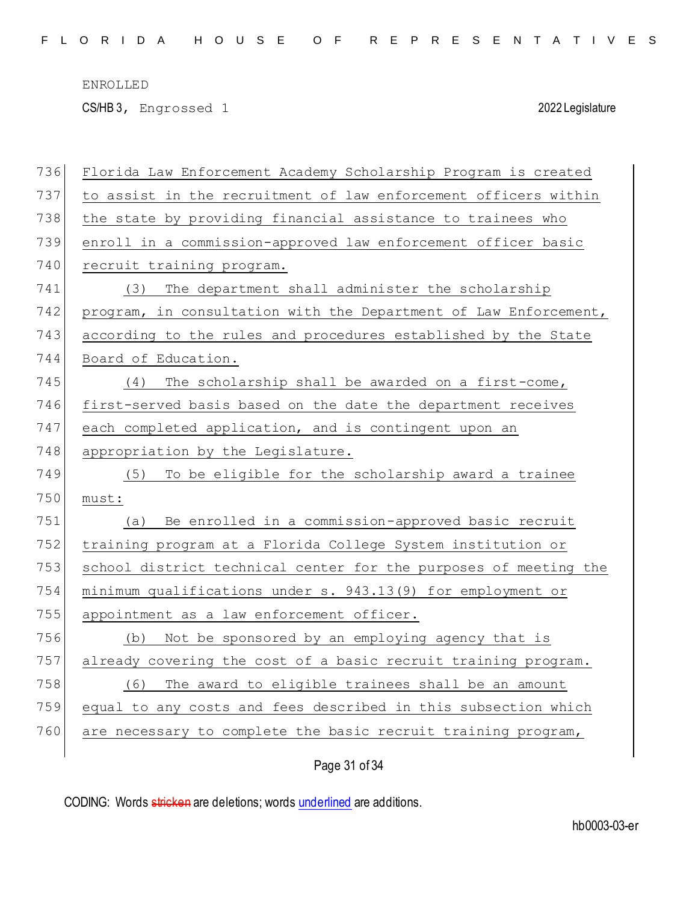Florida Law Enforcement Academy Scholarship Program is created to assist in the recruitment of law enforcement officers within the state by providing financial assistance to trainees who enroll in a commission-approved law enforcement officer basic recruit training program.

(3) The department shall administer the scholarship program, in consultation with the Department of Law Enforcement, according to the rules and procedures established by the State Board of Education.

(4) The scholarship shall be awarded on a first-come, first-served basis based on the date the department receives each completed application, and is contingent upon an appropriation by the Legislature.

(5) To be eligible for the scholarship award a trainee must:

(a) Be enrolled in a commission-approved basic recruit training program at a Florida College System institution or school district technical center for the purposes of meeting the minimum qualifications under s. 943.13(9) for employment or appointment as a law enforcement officer.

(b) Not be sponsored by an employing agency that is already covering the cost of a basic recruit training program.

(6) The award to eligible trainees shall be an amount equal to any costs and fees described in this subsection which are necessary to complete the basic recruit training program,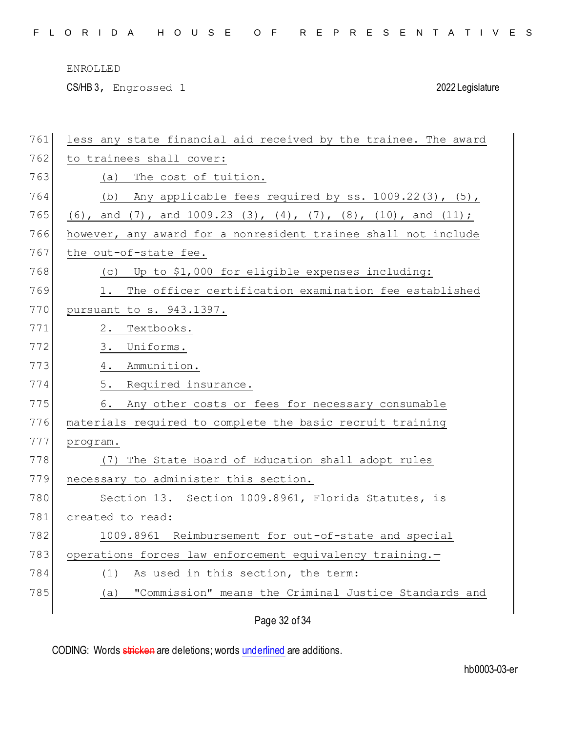less any state financial aid received by the trainee. The award to trainees shall cover:

(a) The cost of tuition.

(b) Any applicable fees required by ss. 1009.22(3), (5), (6), and (7), and 1009.23 (3), (4), (7), (8), (10), and (11); however, any award for a nonresident trainee shall not include the out-of-state fee.

(c) Up to $1,000 for eligible expenses including:

1. The officer certification examination fee established pursuant to s. 943.1397.

2. Textbooks.

3. Uniforms.

4. Ammunition.

5. Required insurance.

6. Any other costs or fees for necessary consumable materials required to complete the basic recruit training program.

(7) The State Board of Education shall adopt rules necessary to administer this section.

Section 13. Section 1009.8961, Florida Statutes, is created to read:

1009.8961 Reimbursement for out-of-state and special operations forces law enforcement equivalency training.—

(1) As used in this section, the term:

(a) "Commission" means the Criminal Justice Standards and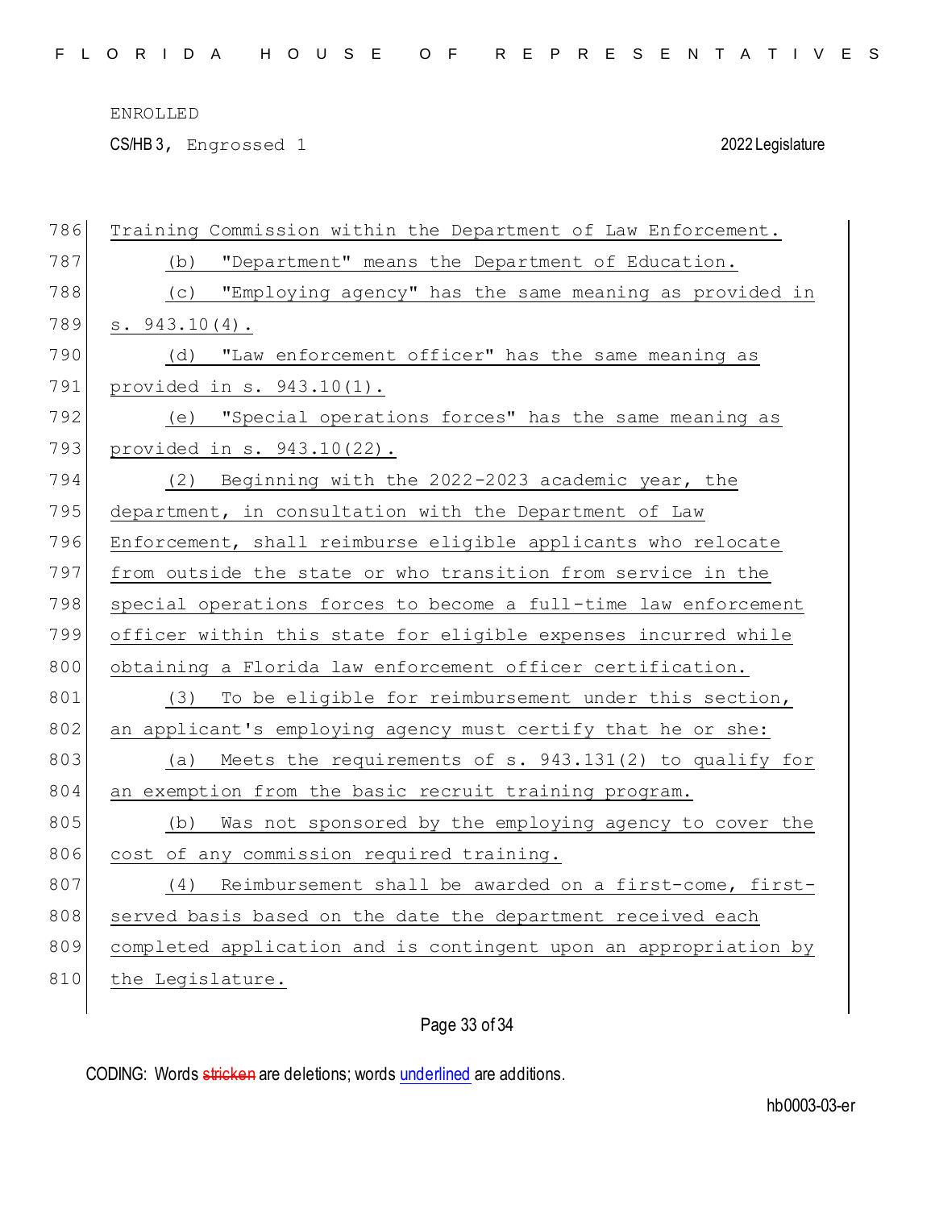Training Commission within the Department of Law Enforcement.

(b) "Department" means the Department of Education.

(c) "Employing agency" has the same meaning as provided in s. 943.10(4).

(d) "Law enforcement officer" has the same meaning as provided in s. 943.10(1).

(e) "Special operations forces" has the same meaning as provided in s. 943.10(22).

(2) Beginning with the 2022-2023 academic year, the department, in consultation with the Department of Law Enforcement, shall reimburse eligible applicants who relocate from outside the state or who transition from service in the special operations forces to become a full-time law enforcement officer within this state for eligible expenses incurred while obtaining a Florida law enforcement officer certification.

(3) To be eligible for reimbursement under this section, an applicant's employing agency must certify that he or she:

(a) Meets the requirements of s. 943.131(2) to qualify for an exemption from the basic recruit training program.

(b) Was not sponsored by the employing agency to cover the cost of any commission required training.

(4) Reimbursement shall be awarded on a first-come, first-served basis based on the date the department received each completed application and is contingent upon an appropriation by the Legislature.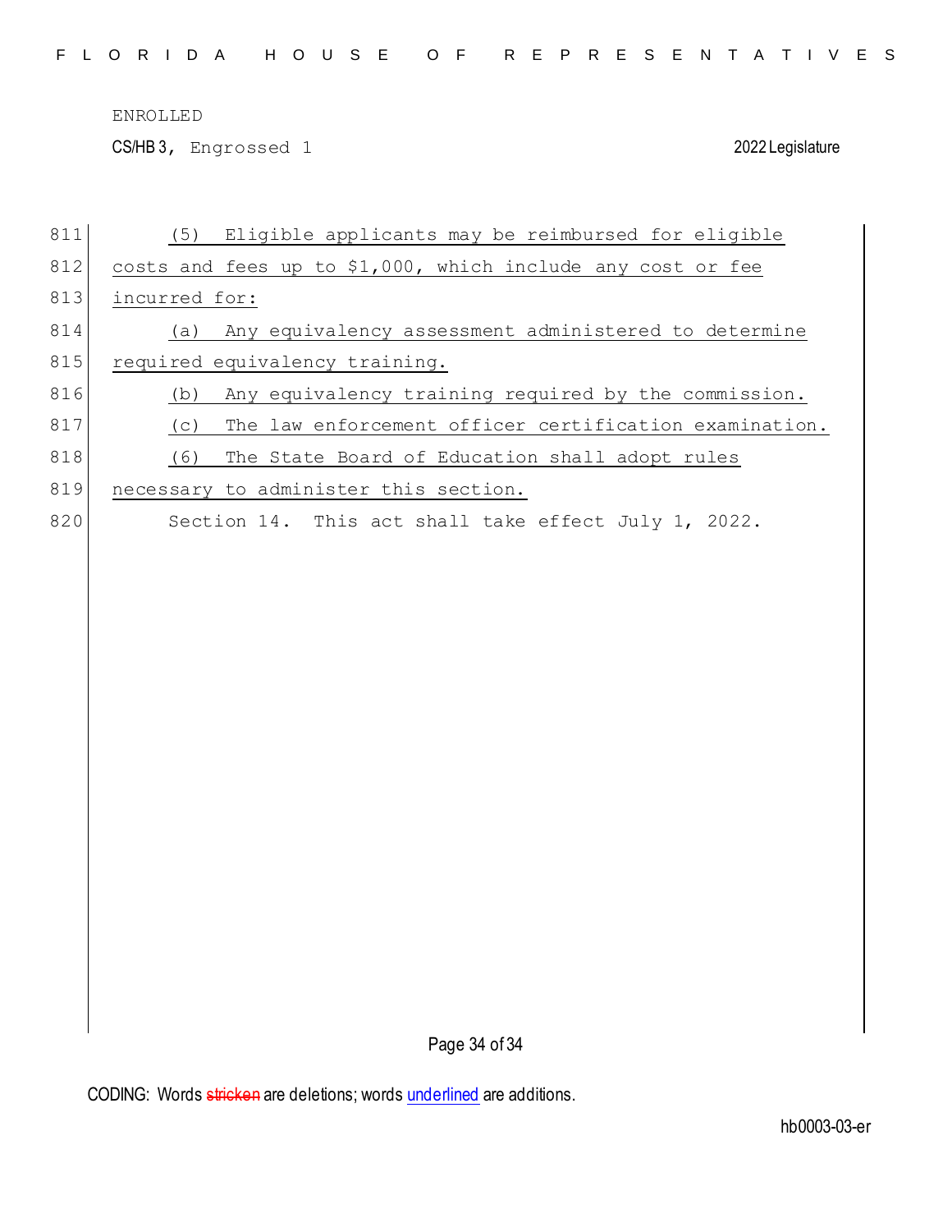811 (5) Eligible applicants may be reimbursed for eligible
812 costs and fees up to $1,000, which include any cost or fee
813 incurred for:
814 (a) Any equivalency assessment administered to determine
815 required equivalency training.
816 (b) Any equivalency training required by the commission.
817 (c) The law enforcement officer certification examination.
818 (6) The State Board of Education shall adopt rules
819 necessary to administer this section.
820 Section 14. This act shall take effect July 1, 2022.

CODING: Words stricken are deletions; words underlined are additions.